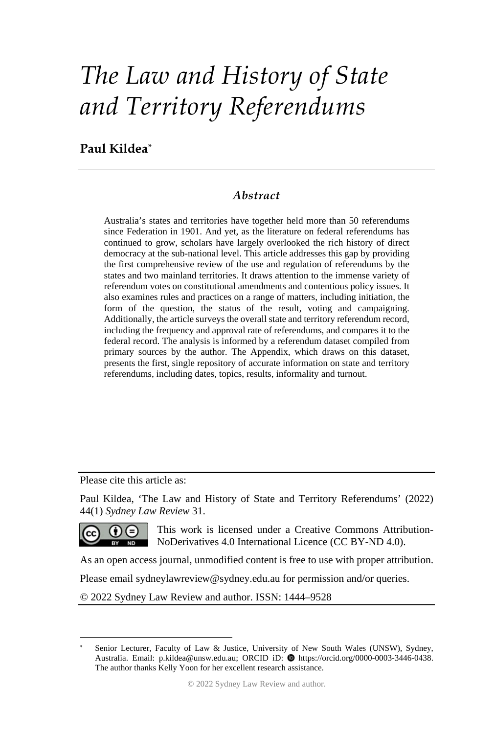# *The Law and History of State and Territory Referendums*

**Paul Kildea**[*]

### *Abstract*

Australia's states and territories have together held more than 50 referendums since Federation in 1901. And yet, as the literature on federal referendums has continued to grow, scholars have largely overlooked the rich history of direct democracy at the sub-national level. This article addresses this gap by providing the first comprehensive review of the use and regulation of referendums by the states and two mainland territories. It draws attention to the immense variety of referendum votes on constitutional amendments and contentious policy issues. It also examines rules and practices on a range of matters, including initiation, the form of the question, the status of the result, voting and campaigning. Additionally, the article surveys the overall state and territory referendum record, including the frequency and approval rate of referendums, and compares it to the federal record. The analysis is informed by a referendum dataset compiled from primary sources by the author. The Appendix, which draws on this dataset, presents the first, single repository of accurate information on state and territory referendums, including dates, topics, results, informality and turnout.

Please cite this article as:

Paul Kildea, 'The Law and History of State and Territory Referendums' (2022) 44(1) *Sydney Law Review* 31.

This work is licensed under a Creative Commons Attribution-NoDerivatives 4.0 International Licence (CC BY-ND 4.0).

As an open access journal, unmodified content is free to use with proper attribution.

Please email sydneylawreview@sydney.edu.au for permission and/or queries.

© 2022 Sydney Law Review and author. ISSN: 1444–9528

[*] Senior Lecturer, Faculty of Law & Justice, University of New South Wales (UNSW), Sydney, Australia. Email: p.kildea@unsw.edu.au; ORCID iD: https://orcid.org/0000-0003-3446-0438. The author thanks Kelly Yoon for her excellent research assistance.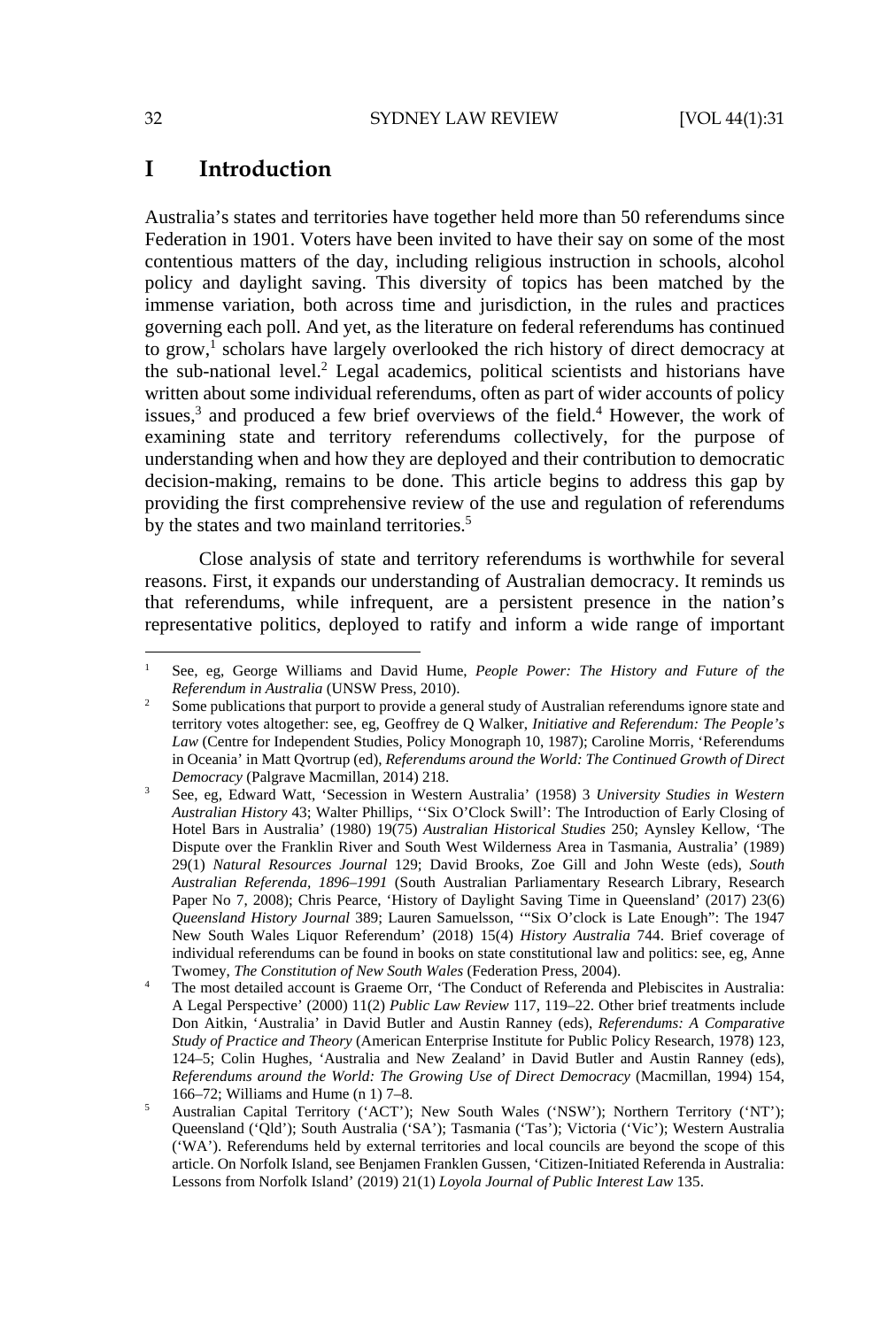# I Introduction

Australia's states and territories have together held more than 50 referendums since Federation in 1901. Voters have been invited to have their say on some of the most contentious matters of the day, including religious instruction in schools, alcohol policy and daylight saving. This diversity of topics has been matched by the immense variation, both across time and jurisdiction, in the rules and practices governing each poll. And yet, as the literature on federal referendums has continued to grow,[1] scholars have largely overlooked the rich history of direct democracy at the sub-national level.[2] Legal academics, political scientists and historians have written about some individual referendums, often as part of wider accounts of policy issues,[3] and produced a few brief overviews of the field.[4] However, the work of examining state and territory referendums collectively, for the purpose of understanding when and how they are deployed and their contribution to democratic decision-making, remains to be done. This article begins to address this gap by providing the first comprehensive review of the use and regulation of referendums by the states and two mainland territories.[5]

Close analysis of state and territory referendums is worthwhile for several reasons. First, it expands our understanding of Australian democracy. It reminds us that referendums, while infrequent, are a persistent presence in the nation's representative politics, deployed to ratify and inform a wide range of important

---

1. See, eg, George Williams and David Hume, *People Power: The History and Future of the Referendum in Australia* (UNSW Press, 2010).
2. Some publications that purport to provide a general study of Australian referendums ignore state and territory votes altogether: see, eg, Geoffrey de Q Walker, *Initiative and Referendum: The People's Law* (Centre for Independent Studies, Policy Monograph 10, 1987); Caroline Morris, 'Referendums in Oceania' in Matt Qvortrup (ed), *Referendums around the World: The Continued Growth of Direct Democracy* (Palgrave Macmillan, 2014) 218.
3. See, eg, Edward Watt, 'Secession in Western Australia' (1958) 3 *University Studies in Western Australian History* 43; Walter Phillips, ''Six O'Clock Swill': The Introduction of Early Closing of Hotel Bars in Australia' (1980) 19(75) *Australian Historical Studies* 250; Aynsley Kellow, 'The Dispute over the Franklin River and South West Wilderness Area in Tasmania, Australia' (1989) 29(1) *Natural Resources Journal* 129; David Brooks, Zoe Gill and John Weste (eds), *South Australian Referenda, 1896–1991* (South Australian Parliamentary Research Library, Research Paper No 7, 2008); Chris Pearce, 'History of Daylight Saving Time in Queensland' (2017) 23(6) *Queensland History Journal* 389; Lauren Samuelsson, '"Six O'clock is Late Enough": The 1947 New South Wales Liquor Referendum' (2018) 15(4) *History Australia* 744. Brief coverage of individual referendums can be found in books on state constitutional law and politics: see, eg, Anne Twomey, *The Constitution of New South Wales* (Federation Press, 2004).
4. The most detailed account is Graeme Orr, 'The Conduct of Referenda and Plebiscites in Australia: A Legal Perspective' (2000) 11(2) *Public Law Review* 117, 119–22. Other brief treatments include Don Aitkin, 'Australia' in David Butler and Austin Ranney (eds), *Referendums: A Comparative Study of Practice and Theory* (American Enterprise Institute for Public Policy Research, 1978) 123, 124–5; Colin Hughes, 'Australia and New Zealand' in David Butler and Austin Ranney (eds), *Referendums around the World: The Growing Use of Direct Democracy* (Macmillan, 1994) 154, 166–72; Williams and Hume (n 1) 7–8.
5. Australian Capital Territory ('ACT'); New South Wales ('NSW'); Northern Territory ('NT'); Queensland ('Qld'); South Australia ('SA'); Tasmania ('Tas'); Victoria ('Vic'); Western Australia ('WA'). Referendums held by external territories and local councils are beyond the scope of this article. On Norfolk Island, see Benjamen Franklen Gussen, 'Citizen-Initiated Referenda in Australia: Lessons from Norfolk Island' (2019) 21(1) *Loyola Journal of Public Interest Law* 135.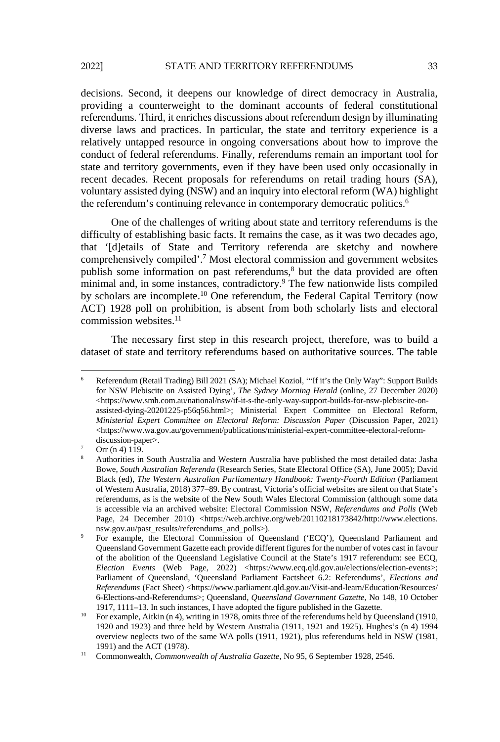decisions. Second, it deepens our knowledge of direct democracy in Australia, providing a counterweight to the dominant accounts of federal constitutional referendums. Third, it enriches discussions about referendum design by illuminating diverse laws and practices. In particular, the state and territory experience is a relatively untapped resource in ongoing conversations about how to improve the conduct of federal referendums. Finally, referendums remain an important tool for state and territory governments, even if they have been used only occasionally in recent decades. Recent proposals for referendums on retail trading hours (SA), voluntary assisted dying (NSW) and an inquiry into electoral reform (WA) highlight the referendum's continuing relevance in contemporary democratic politics.[6]

One of the challenges of writing about state and territory referendums is the difficulty of establishing basic facts. It remains the case, as it was two decades ago, that '[d]etails of State and Territory referenda are sketchy and nowhere comprehensively compiled'.[7] Most electoral commission and government websites publish some information on past referendums,[8] but the data provided are often minimal and, in some instances, contradictory.[9] The few nationwide lists compiled by scholars are incomplete.[10] One referendum, the Federal Capital Territory (now ACT) 1928 poll on prohibition, is absent from both scholarly lists and electoral commission websites.[11]

The necessary first step in this research project, therefore, was to build a dataset of state and territory referendums based on authoritative sources. The table

---

[6] Referendum (Retail Trading) Bill 2021 (SA); Michael Koziol, '"If it's the Only Way": Support Builds for NSW Plebiscite on Assisted Dying', *The Sydney Morning Herald* (online, 27 December 2020) <https://www.smh.com.au/national/nsw/if-it-s-the-only-way-support-builds-for-nsw-plebiscite-on-assisted-dying-20201225-p56q56.html>; Ministerial Expert Committee on Electoral Reform, *Ministerial Expert Committee on Electoral Reform: Discussion Paper* (Discussion Paper, 2021) <https://www.wa.gov.au/government/publications/ministerial-expert-committee-electoral-reform-discussion-paper>.

[7] Orr (n 4) 119.

[8] Authorities in South Australia and Western Australia have published the most detailed data: Jasha Bowe, *South Australian Referenda* (Research Series, State Electoral Office (SA), June 2005); David Black (ed), *The Western Australian Parliamentary Handbook: Twenty-Fourth Edition* (Parliament of Western Australia, 2018) 377–89. By contrast, Victoria's official websites are silent on that State's referendums, as is the website of the New South Wales Electoral Commission (although some data is accessible via an archived website: Electoral Commission NSW, *Referendums and Polls* (Web Page, 24 December 2010) <https://web.archive.org/web/20110218173842/http://www.elections.nsw.gov.au/past_results/referendums_and_polls>).

[9] For example, the Electoral Commission of Queensland ('ECQ'), Queensland Parliament and Queensland Government Gazette each provide different figures for the number of votes cast in favour of the abolition of the Queensland Legislative Council at the State's 1917 referendum: see ECQ, *Election Events* (Web Page, 2022) <https://www.ecq.qld.gov.au/elections/election-events>; Parliament of Queensland, 'Queensland Parliament Factsheet 6.2: Referendums', *Elections and Referendums* (Fact Sheet) <https://www.parliament.qld.gov.au/Visit-and-learn/Education/Resources/6-Elections-and-Referendums>; Queensland, *Queensland Government Gazette*, No 148, 10 October 1917, 1111–13. In such instances, I have adopted the figure published in the Gazette.

[10] For example, Aitkin (n 4), writing in 1978, omits three of the referendums held by Queensland (1910, 1920 and 1923) and three held by Western Australia (1911, 1921 and 1925). Hughes's (n 4) 1994 overview neglects two of the same WA polls (1911, 1921), plus referendums held in NSW (1981, 1991) and the ACT (1978).

[11] Commonwealth, *Commonwealth of Australia Gazette*, No 95, 6 September 1928, 2546.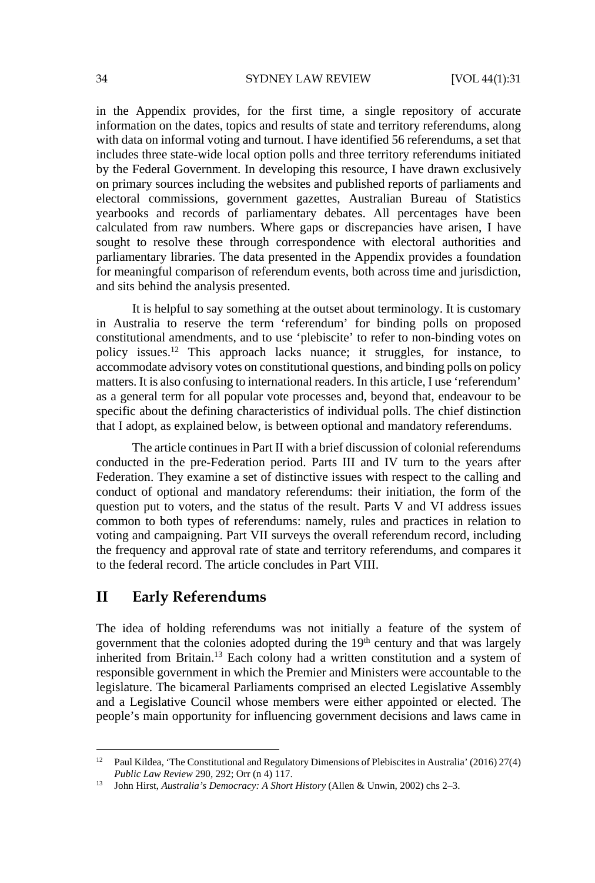in the Appendix provides, for the first time, a single repository of accurate information on the dates, topics and results of state and territory referendums, along with data on informal voting and turnout. I have identified 56 referendums, a set that includes three state-wide local option polls and three territory referendums initiated by the Federal Government. In developing this resource, I have drawn exclusively on primary sources including the websites and published reports of parliaments and electoral commissions, government gazettes, Australian Bureau of Statistics yearbooks and records of parliamentary debates. All percentages have been calculated from raw numbers. Where gaps or discrepancies have arisen, I have sought to resolve these through correspondence with electoral authorities and parliamentary libraries. The data presented in the Appendix provides a foundation for meaningful comparison of referendum events, both across time and jurisdiction, and sits behind the analysis presented.

It is helpful to say something at the outset about terminology. It is customary in Australia to reserve the term 'referendum' for binding polls on proposed constitutional amendments, and to use 'plebiscite' to refer to non-binding votes on policy issues.[12] This approach lacks nuance; it struggles, for instance, to accommodate advisory votes on constitutional questions, and binding polls on policy matters. It is also confusing to international readers. In this article, I use 'referendum' as a general term for all popular vote processes and, beyond that, endeavour to be specific about the defining characteristics of individual polls. The chief distinction that I adopt, as explained below, is between optional and mandatory referendums.

The article continues in Part II with a brief discussion of colonial referendums conducted in the pre-Federation period. Parts III and IV turn to the years after Federation. They examine a set of distinctive issues with respect to the calling and conduct of optional and mandatory referendums: their initiation, the form of the question put to voters, and the status of the result. Parts V and VI address issues common to both types of referendums: namely, rules and practices in relation to voting and campaigning. Part VII surveys the overall referendum record, including the frequency and approval rate of state and territory referendums, and compares it to the federal record. The article concludes in Part VIII.

## II Early Referendums

The idea of holding referendums was not initially a feature of the system of government that the colonies adopted during the 19th century and that was largely inherited from Britain.[13] Each colony had a written constitution and a system of responsible government in which the Premier and Ministers were accountable to the legislature. The bicameral Parliaments comprised an elected Legislative Assembly and a Legislative Council whose members were either appointed or elected. The people's main opportunity for influencing government decisions and laws came in

---

[12] Paul Kildea, 'The Constitutional and Regulatory Dimensions of Plebiscites in Australia' (2016) 27(4) *Public Law Review* 290, 292; Orr (n 4) 117.

[13] John Hirst, *Australia's Democracy: A Short History* (Allen & Unwin, 2002) chs 2–3.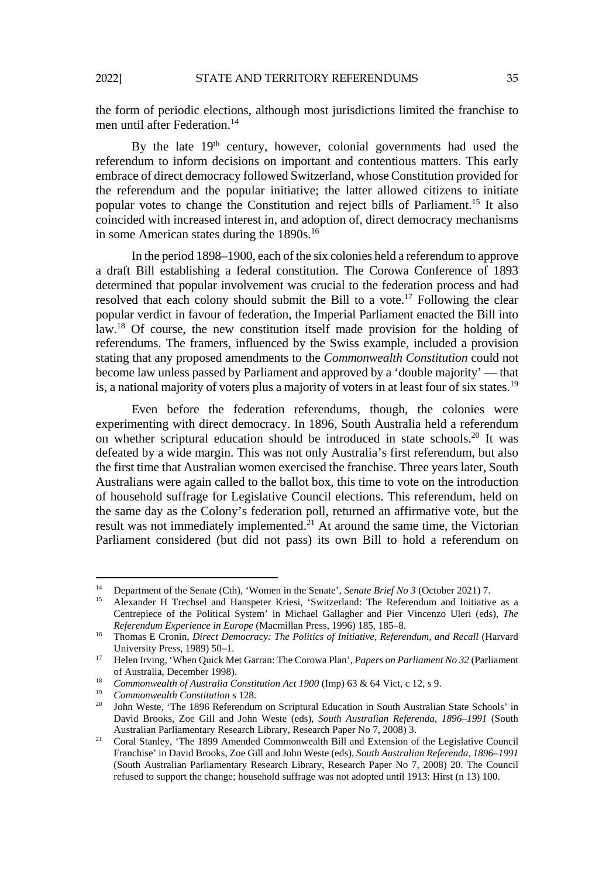the form of periodic elections, although most jurisdictions limited the franchise to men until after Federation.[14]

By the late 19th century, however, colonial governments had used the referendum to inform decisions on important and contentious matters. This early embrace of direct democracy followed Switzerland, whose Constitution provided for the referendum and the popular initiative; the latter allowed citizens to initiate popular votes to change the Constitution and reject bills of Parliament.[15] It also coincided with increased interest in, and adoption of, direct democracy mechanisms in some American states during the 1890s.[16]

In the period 1898–1900, each of the six colonies held a referendum to approve a draft Bill establishing a federal constitution. The Corowa Conference of 1893 determined that popular involvement was crucial to the federation process and had resolved that each colony should submit the Bill to a vote.[17] Following the clear popular verdict in favour of federation, the Imperial Parliament enacted the Bill into law.[18] Of course, the new constitution itself made provision for the holding of referendums. The framers, influenced by the Swiss example, included a provision stating that any proposed amendments to the *Commonwealth Constitution* could not become law unless passed by Parliament and approved by a 'double majority' — that is, a national majority of voters plus a majority of voters in at least four of six states.[19]

Even before the federation referendums, though, the colonies were experimenting with direct democracy. In 1896, South Australia held a referendum on whether scriptural education should be introduced in state schools.[20] It was defeated by a wide margin. This was not only Australia's first referendum, but also the first time that Australian women exercised the franchise. Three years later, South Australians were again called to the ballot box, this time to vote on the introduction of household suffrage for Legislative Council elections. This referendum, held on the same day as the Colony's federation poll, returned an affirmative vote, but the result was not immediately implemented.[21] At around the same time, the Victorian Parliament considered (but did not pass) its own Bill to hold a referendum on

---

[14] Department of the Senate (Cth), 'Women in the Senate', *Senate Brief No 3* (October 2021) 7.

[15] Alexander H Trechsel and Hanspeter Kriesi, 'Switzerland: The Referendum and Initiative as a Centrepiece of the Political System' in Michael Gallagher and Pier Vincenzo Uleri (eds), *The Referendum Experience in Europe* (Macmillan Press, 1996) 185, 185–8.

[16] Thomas E Cronin, *Direct Democracy: The Politics of Initiative, Referendum, and Recall* (Harvard University Press, 1989) 50–1.

[17] Helen Irving, 'When Quick Met Garran: The Corowa Plan', *Papers on Parliament No 32* (Parliament of Australia, December 1998).

[18] *Commonwealth of Australia Constitution Act 1900* (Imp) 63 & 64 Vict, c 12, s 9.

[19] *Commonwealth Constitution* s 128.

[20] John Weste, 'The 1896 Referendum on Scriptural Education in South Australian State Schools' in David Brooks, Zoe Gill and John Weste (eds), *South Australian Referenda, 1896–1991* (South Australian Parliamentary Research Library, Research Paper No 7, 2008) 3.

[21] Coral Stanley, 'The 1899 Amended Commonwealth Bill and Extension of the Legislative Council Franchise' in David Brooks, Zoe Gill and John Weste (eds), *South Australian Referenda, 1896–1991* (South Australian Parliamentary Research Library, Research Paper No 7, 2008) 20. The Council refused to support the change; household suffrage was not adopted until 1913: Hirst (n 13) 100.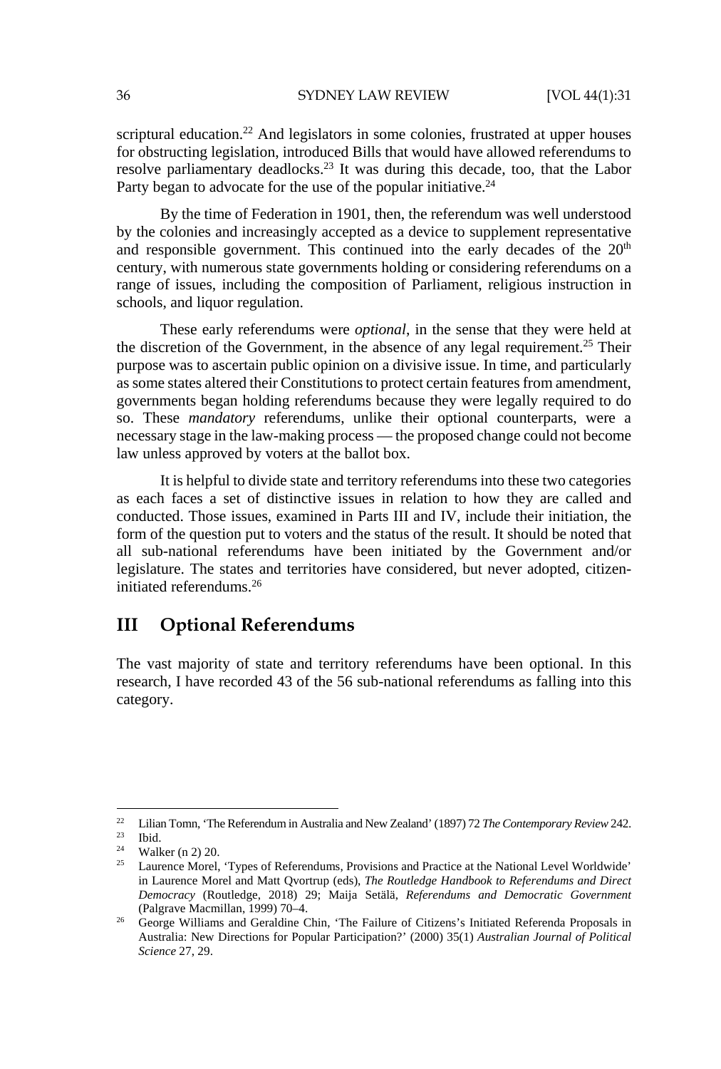scriptural education.[22] And legislators in some colonies, frustrated at upper houses for obstructing legislation, introduced Bills that would have allowed referendums to resolve parliamentary deadlocks.[23] It was during this decade, too, that the Labor Party began to advocate for the use of the popular initiative.[24]

By the time of Federation in 1901, then, the referendum was well understood by the colonies and increasingly accepted as a device to supplement representative and responsible government. This continued into the early decades of the 20th century, with numerous state governments holding or considering referendums on a range of issues, including the composition of Parliament, religious instruction in schools, and liquor regulation.

These early referendums were *optional*, in the sense that they were held at the discretion of the Government, in the absence of any legal requirement.[25] Their purpose was to ascertain public opinion on a divisive issue. In time, and particularly as some states altered their Constitutions to protect certain features from amendment, governments began holding referendums because they were legally required to do so. These *mandatory* referendums, unlike their optional counterparts, were a necessary stage in the law-making process — the proposed change could not become law unless approved by voters at the ballot box.

It is helpful to divide state and territory referendums into these two categories as each faces a set of distinctive issues in relation to how they are called and conducted. Those issues, examined in Parts III and IV, include their initiation, the form of the question put to voters and the status of the result. It should be noted that all sub-national referendums have been initiated by the Government and/or legislature. The states and territories have considered, but never adopted, citizen-initiated referendums.[26]

## III Optional Referendums

The vast majority of state and territory referendums have been optional. In this research, I have recorded 43 of the 56 sub-national referendums as falling into this category.

---

[22] Lilian Tomn, 'The Referendum in Australia and New Zealand' (1897) 72 *The Contemporary Review* 242.

[23] Ibid.

[24] Walker (n 2) 20.

[25] Laurence Morel, 'Types of Referendums, Provisions and Practice at the National Level Worldwide' in Laurence Morel and Matt Qvortrup (eds), *The Routledge Handbook to Referendums and Direct Democracy* (Routledge, 2018) 29; Maija Setälä, *Referendums and Democratic Government* (Palgrave Macmillan, 1999) 70–4.

[26] George Williams and Geraldine Chin, 'The Failure of Citizens's Initiated Referenda Proposals in Australia: New Directions for Popular Participation?' (2000) 35(1) *Australian Journal of Political Science* 27, 29.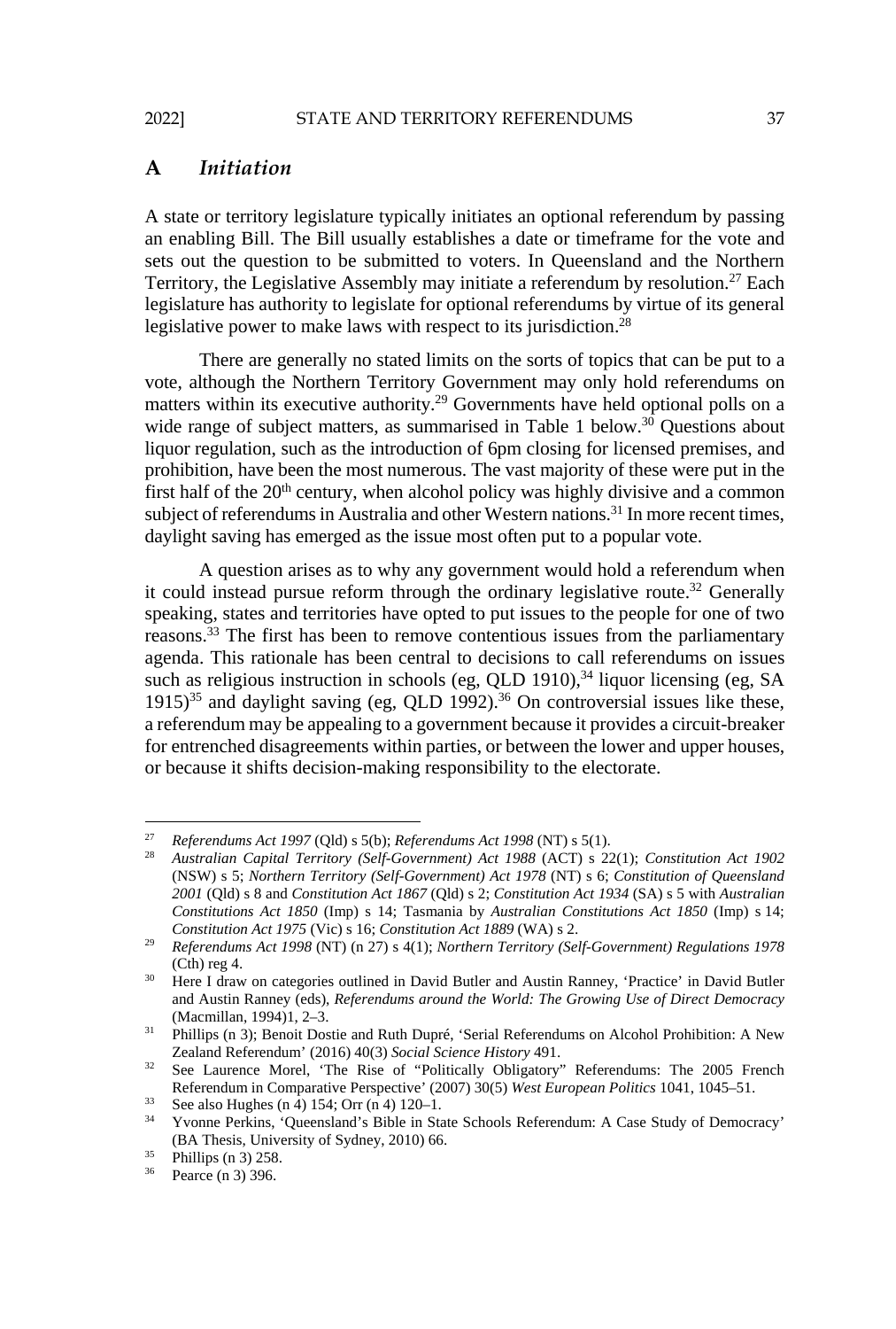## A *Initiation*

A state or territory legislature typically initiates an optional referendum by passing an enabling Bill. The Bill usually establishes a date or timeframe for the vote and sets out the question to be submitted to voters. In Queensland and the Northern Territory, the Legislative Assembly may initiate a referendum by resolution.[27] Each legislature has authority to legislate for optional referendums by virtue of its general legislative power to make laws with respect to its jurisdiction.[28]

There are generally no stated limits on the sorts of topics that can be put to a vote, although the Northern Territory Government may only hold referendums on matters within its executive authority.[29] Governments have held optional polls on a wide range of subject matters, as summarised in Table 1 below.[30] Questions about liquor regulation, such as the introduction of 6pm closing for licensed premises, and prohibition, have been the most numerous. The vast majority of these were put in the first half of the 20th century, when alcohol policy was highly divisive and a common subject of referendums in Australia and other Western nations.[31] In more recent times, daylight saving has emerged as the issue most often put to a popular vote.

A question arises as to why any government would hold a referendum when it could instead pursue reform through the ordinary legislative route.[32] Generally speaking, states and territories have opted to put issues to the people for one of two reasons.[33] The first has been to remove contentious issues from the parliamentary agenda. This rationale has been central to decisions to call referendums on issues such as religious instruction in schools (eg, QLD 1910),[34] liquor licensing (eg, SA 1915)[35] and daylight saving (eg, QLD 1992).[36] On controversial issues like these, a referendum may be appealing to a government because it provides a circuit-breaker for entrenched disagreements within parties, or between the lower and upper houses, or because it shifts decision-making responsibility to the electorate.

---

[27] *Referendums Act 1997* (Qld) s 5(b); *Referendums Act 1998* (NT) s 5(1).

[28] *Australian Capital Territory (Self-Government) Act 1988* (ACT) s 22(1); *Constitution Act 1902* (NSW) s 5; *Northern Territory (Self-Government) Act 1978* (NT) s 6; *Constitution of Queensland 2001* (Qld) s 8 and *Constitution Act 1867* (Qld) s 2; *Constitution Act 1934* (SA) s 5 with *Australian Constitutions Act 1850* (Imp) s 14; Tasmania by *Australian Constitutions Act 1850* (Imp) s 14; *Constitution Act 1975* (Vic) s 16; *Constitution Act 1889* (WA) s 2.

[29] *Referendums Act 1998* (NT) (n 27) s 4(1); *Northern Territory (Self-Government) Regulations 1978* (Cth) reg 4.

[30] Here I draw on categories outlined in David Butler and Austin Ranney, 'Practice' in David Butler and Austin Ranney (eds), *Referendums around the World: The Growing Use of Direct Democracy* (Macmillan, 1994)1, 2–3.

[31] Phillips (n 3); Benoit Dostie and Ruth Dupré, 'Serial Referendums on Alcohol Prohibition: A New Zealand Referendum' (2016) 40(3) *Social Science History* 491.

[32] See Laurence Morel, 'The Rise of "Politically Obligatory" Referendums: The 2005 French Referendum in Comparative Perspective' (2007) 30(5) *West European Politics* 1041, 1045–51.

[33] See also Hughes (n 4) 154; Orr (n 4) 120–1.

[34] Yvonne Perkins, 'Queensland's Bible in State Schools Referendum: A Case Study of Democracy' (BA Thesis, University of Sydney, 2010) 66.

[35] Phillips (n 3) 258.

[36] Pearce (n 3) 396.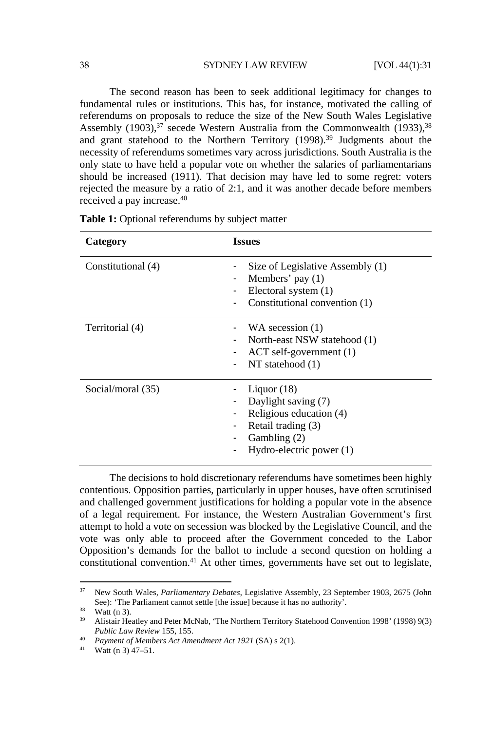The second reason has been to seek additional legitimacy for changes to fundamental rules or institutions. This has, for instance, motivated the calling of referendums on proposals to reduce the size of the New South Wales Legislative Assembly (1903),[37] secede Western Australia from the Commonwealth (1933),[38] and grant statehood to the Northern Territory (1998).[39] Judgments about the necessity of referendums sometimes vary across jurisdictions. South Australia is the only state to have held a popular vote on whether the salaries of parliamentarians should be increased (1911). That decision may have led to some regret: voters rejected the measure by a ratio of 2:1, and it was another decade before members received a pay increase.[40]

**Table 1:** Optional referendums by subject matter

| Category | Issues |
|---|---|
| Constitutional (4) | - Size of Legislative Assembly (1)<br>- Members' pay (1)<br>- Electoral system (1)<br>- Constitutional convention (1) |
| Territorial (4) | - WA secession (1)<br>- North-east NSW statehood (1)<br>- ACT self-government (1)<br>- NT statehood (1) |
| Social/moral (35) | - Liquor (18)<br>- Daylight saving (7)<br>- Religious education (4)<br>- Retail trading (3)<br>- Gambling (2)<br>- Hydro-electric power (1) |

The decisions to hold discretionary referendums have sometimes been highly contentious. Opposition parties, particularly in upper houses, have often scrutinised and challenged government justifications for holding a popular vote in the absence of a legal requirement. For instance, the Western Australian Government's first attempt to hold a vote on secession was blocked by the Legislative Council, and the vote was only able to proceed after the Government conceded to the Labor Opposition's demands for the ballot to include a second question on holding a constitutional convention.[41] At other times, governments have set out to legislate,

---

[37] New South Wales, *Parliamentary Debates*, Legislative Assembly, 23 September 1903, 2675 (John See): 'The Parliament cannot settle [the issue] because it has no authority'.

[38] Watt (n 3).

[39] Alistair Heatley and Peter McNab, 'The Northern Territory Statehood Convention 1998' (1998) 9(3) *Public Law Review* 155, 155.

[40] *Payment of Members Act Amendment Act 1921* (SA) s 2(1).

[41] Watt (n 3) 47–51.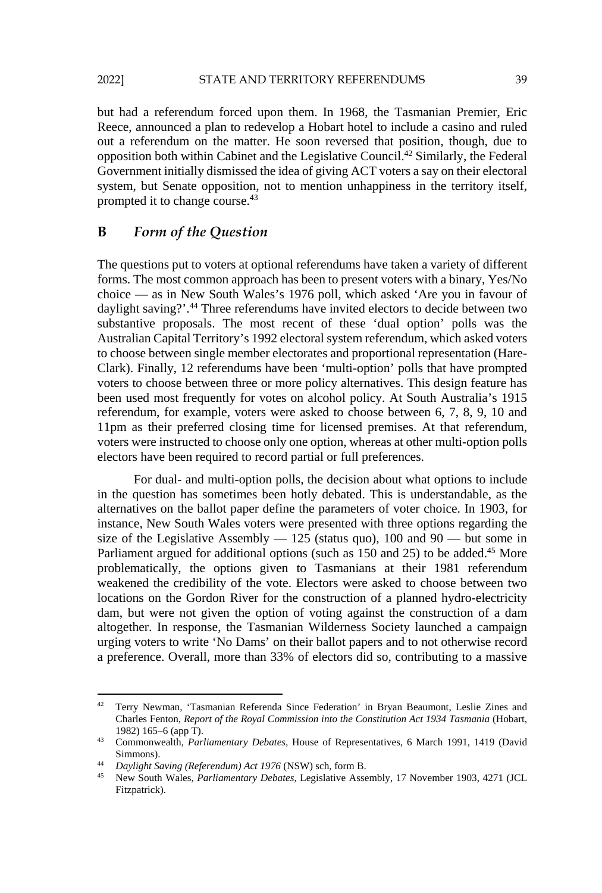but had a referendum forced upon them. In 1968, the Tasmanian Premier, Eric Reece, announced a plan to redevelop a Hobart hotel to include a casino and ruled out a referendum on the matter. He soon reversed that position, though, due to opposition both within Cabinet and the Legislative Council.[42] Similarly, the Federal Government initially dismissed the idea of giving ACT voters a say on their electoral system, but Senate opposition, not to mention unhappiness in the territory itself, prompted it to change course.[43]

## B *Form of the Question*

The questions put to voters at optional referendums have taken a variety of different forms. The most common approach has been to present voters with a binary, Yes/No choice — as in New South Wales's 1976 poll, which asked 'Are you in favour of daylight saving?'.[44] Three referendums have invited electors to decide between two substantive proposals. The most recent of these 'dual option' polls was the Australian Capital Territory's 1992 electoral system referendum, which asked voters to choose between single member electorates and proportional representation (Hare-Clark). Finally, 12 referendums have been 'multi-option' polls that have prompted voters to choose between three or more policy alternatives. This design feature has been used most frequently for votes on alcohol policy. At South Australia's 1915 referendum, for example, voters were asked to choose between 6, 7, 8, 9, 10 and 11pm as their preferred closing time for licensed premises. At that referendum, voters were instructed to choose only one option, whereas at other multi-option polls electors have been required to record partial or full preferences.

For dual- and multi-option polls, the decision about what options to include in the question has sometimes been hotly debated. This is understandable, as the alternatives on the ballot paper define the parameters of voter choice. In 1903, for instance, New South Wales voters were presented with three options regarding the size of the Legislative Assembly — 125 (status quo), 100 and 90 — but some in Parliament argued for additional options (such as 150 and 25) to be added.[45] More problematically, the options given to Tasmanians at their 1981 referendum weakened the credibility of the vote. Electors were asked to choose between two locations on the Gordon River for the construction of a planned hydro-electricity dam, but were not given the option of voting against the construction of a dam altogether. In response, the Tasmanian Wilderness Society launched a campaign urging voters to write 'No Dams' on their ballot papers and to not otherwise record a preference. Overall, more than 33% of electors did so, contributing to a massive

---

[42] Terry Newman, 'Tasmanian Referenda Since Federation' in Bryan Beaumont, Leslie Zines and Charles Fenton, *Report of the Royal Commission into the Constitution Act 1934 Tasmania* (Hobart, 1982) 165–6 (app T).

[43] Commonwealth, *Parliamentary Debates*, House of Representatives, 6 March 1991, 1419 (David Simmons).

[44] *Daylight Saving (Referendum) Act 1976* (NSW) sch, form B.

[45] New South Wales, *Parliamentary Debates*, Legislative Assembly, 17 November 1903, 4271 (JCL Fitzpatrick).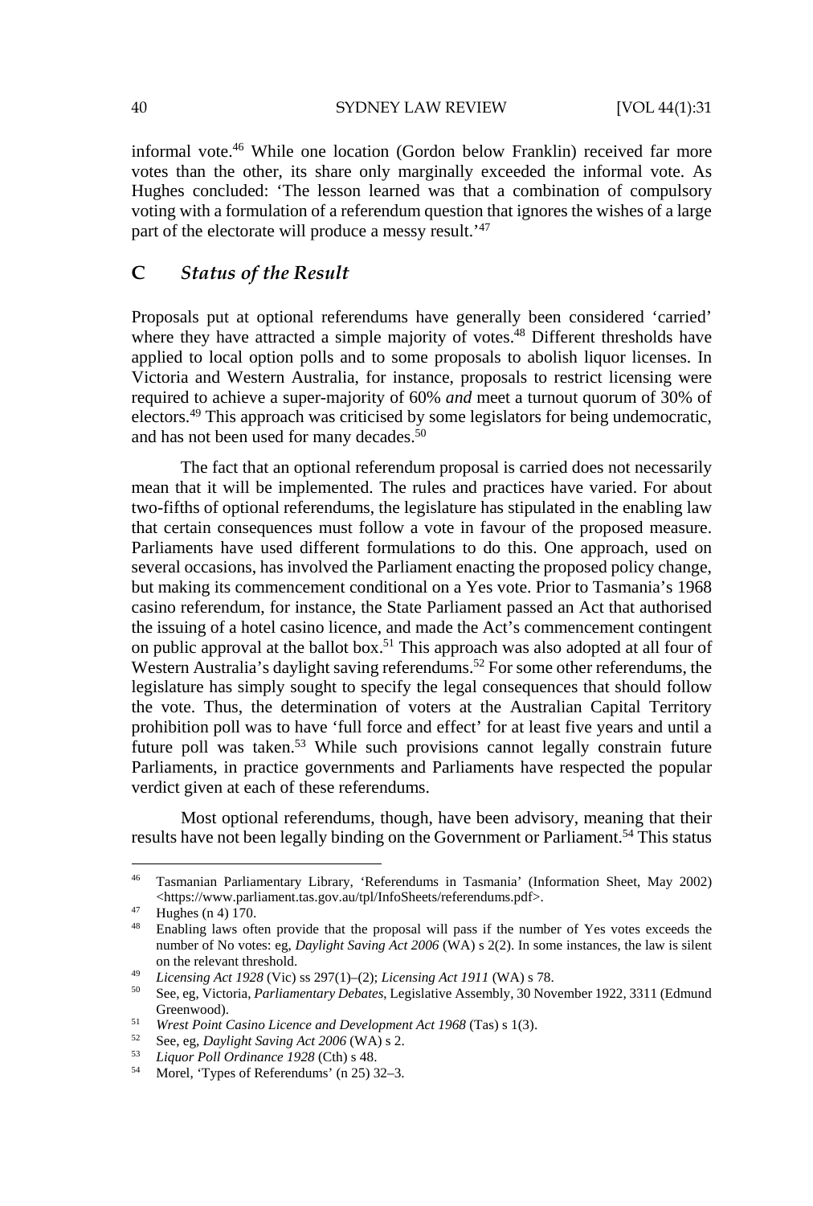informal vote.[46] While one location (Gordon below Franklin) received far more votes than the other, its share only marginally exceeded the informal vote. As Hughes concluded: 'The lesson learned was that a combination of compulsory voting with a formulation of a referendum question that ignores the wishes of a large part of the electorate will produce a messy result.'[47]

## C *Status of the Result*

Proposals put at optional referendums have generally been considered 'carried' where they have attracted a simple majority of votes.[48] Different thresholds have applied to local option polls and to some proposals to abolish liquor licenses. In Victoria and Western Australia, for instance, proposals to restrict licensing were required to achieve a super-majority of 60% *and* meet a turnout quorum of 30% of electors.[49] This approach was criticised by some legislators for being undemocratic, and has not been used for many decades.[50]

The fact that an optional referendum proposal is carried does not necessarily mean that it will be implemented. The rules and practices have varied. For about two-fifths of optional referendums, the legislature has stipulated in the enabling law that certain consequences must follow a vote in favour of the proposed measure. Parliaments have used different formulations to do this. One approach, used on several occasions, has involved the Parliament enacting the proposed policy change, but making its commencement conditional on a Yes vote. Prior to Tasmania's 1968 casino referendum, for instance, the State Parliament passed an Act that authorised the issuing of a hotel casino licence, and made the Act's commencement contingent on public approval at the ballot box.[51] This approach was also adopted at all four of Western Australia's daylight saving referendums.[52] For some other referendums, the legislature has simply sought to specify the legal consequences that should follow the vote. Thus, the determination of voters at the Australian Capital Territory prohibition poll was to have 'full force and effect' for at least five years and until a future poll was taken.[53] While such provisions cannot legally constrain future Parliaments, in practice governments and Parliaments have respected the popular verdict given at each of these referendums.

Most optional referendums, though, have been advisory, meaning that their results have not been legally binding on the Government or Parliament.[54] This status

---

[46] Tasmanian Parliamentary Library, 'Referendums in Tasmania' (Information Sheet, May 2002) <https://www.parliament.tas.gov.au/tpl/InfoSheets/referendums.pdf>.

[47] Hughes (n 4) 170.

[48] Enabling laws often provide that the proposal will pass if the number of Yes votes exceeds the number of No votes: eg, *Daylight Saving Act 2006* (WA) s 2(2). In some instances, the law is silent on the relevant threshold.

[49] *Licensing Act 1928* (Vic) ss 297(1)–(2); *Licensing Act 1911* (WA) s 78.

[50] See, eg, Victoria, *Parliamentary Debates*, Legislative Assembly, 30 November 1922, 3311 (Edmund Greenwood).

[51] *Wrest Point Casino Licence and Development Act 1968* (Tas) s 1(3).

[52] See, eg, *Daylight Saving Act 2006* (WA) s 2.

[53] *Liquor Poll Ordinance 1928* (Cth) s 48.

[54] Morel, 'Types of Referendums' (n 25) 32–3.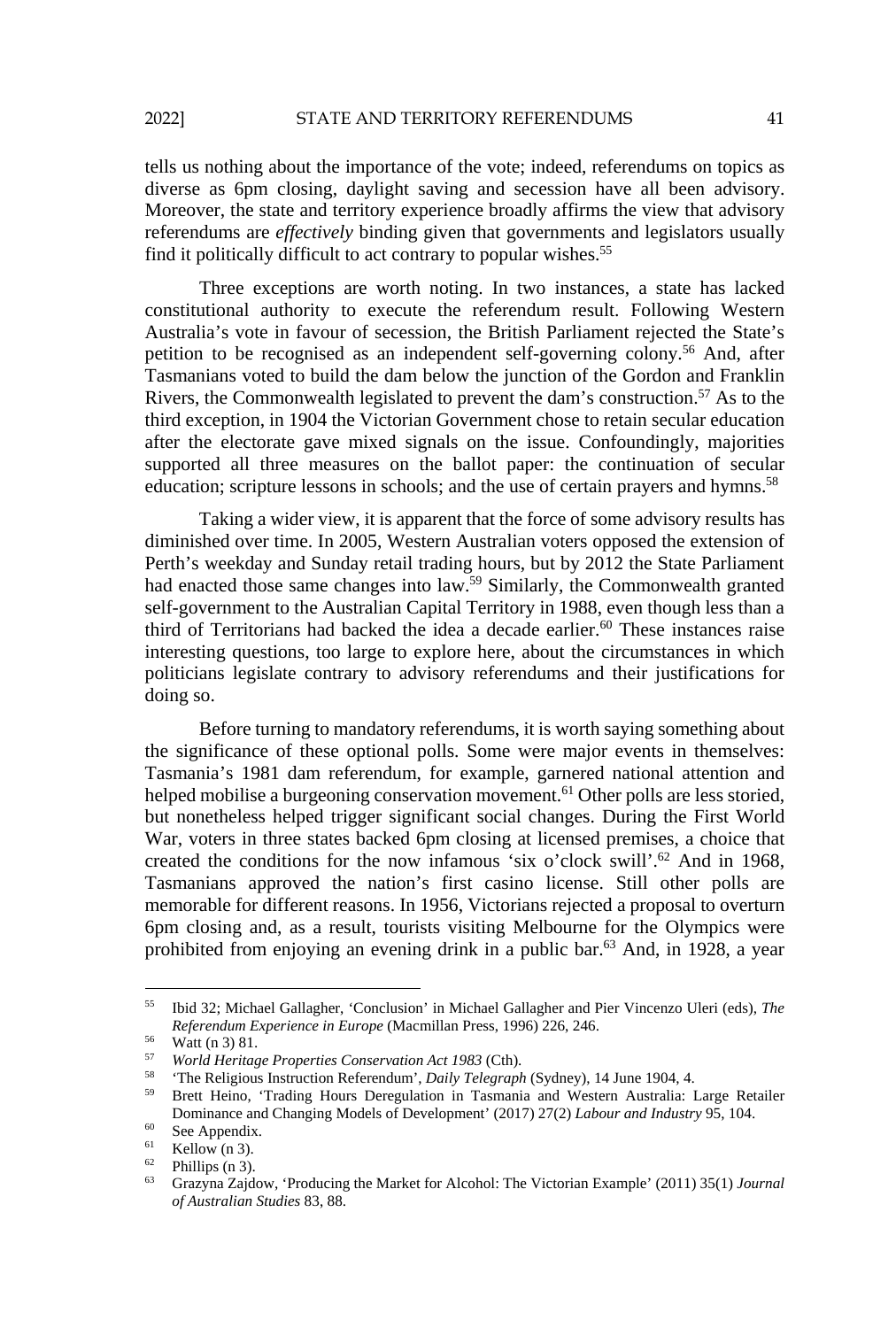tells us nothing about the importance of the vote; indeed, referendums on topics as diverse as 6pm closing, daylight saving and secession have all been advisory. Moreover, the state and territory experience broadly affirms the view that advisory referendums are *effectively* binding given that governments and legislators usually find it politically difficult to act contrary to popular wishes.[55]

Three exceptions are worth noting. In two instances, a state has lacked constitutional authority to execute the referendum result. Following Western Australia's vote in favour of secession, the British Parliament rejected the State's petition to be recognised as an independent self-governing colony.[56] And, after Tasmanians voted to build the dam below the junction of the Gordon and Franklin Rivers, the Commonwealth legislated to prevent the dam's construction.[57] As to the third exception, in 1904 the Victorian Government chose to retain secular education after the electorate gave mixed signals on the issue. Confoundingly, majorities supported all three measures on the ballot paper: the continuation of secular education; scripture lessons in schools; and the use of certain prayers and hymns.[58]

Taking a wider view, it is apparent that the force of some advisory results has diminished over time. In 2005, Western Australian voters opposed the extension of Perth's weekday and Sunday retail trading hours, but by 2012 the State Parliament had enacted those same changes into law.[59] Similarly, the Commonwealth granted self-government to the Australian Capital Territory in 1988, even though less than a third of Territorians had backed the idea a decade earlier.[60] These instances raise interesting questions, too large to explore here, about the circumstances in which politicians legislate contrary to advisory referendums and their justifications for doing so.

Before turning to mandatory referendums, it is worth saying something about the significance of these optional polls. Some were major events in themselves: Tasmania's 1981 dam referendum, for example, garnered national attention and helped mobilise a burgeoning conservation movement.[61] Other polls are less storied, but nonetheless helped trigger significant social changes. During the First World War, voters in three states backed 6pm closing at licensed premises, a choice that created the conditions for the now infamous 'six o'clock swill'.[62] And in 1968, Tasmanians approved the nation's first casino license. Still other polls are memorable for different reasons. In 1956, Victorians rejected a proposal to overturn 6pm closing and, as a result, tourists visiting Melbourne for the Olympics were prohibited from enjoying an evening drink in a public bar.[63] And, in 1928, a year

---

[55] Ibid 32; Michael Gallagher, 'Conclusion' in Michael Gallagher and Pier Vincenzo Uleri (eds), *The Referendum Experience in Europe* (Macmillan Press, 1996) 226, 246.

[56] Watt (n 3) 81.

[57] *World Heritage Properties Conservation Act 1983* (Cth).

[58] 'The Religious Instruction Referendum', *Daily Telegraph* (Sydney), 14 June 1904, 4.

[59] Brett Heino, 'Trading Hours Deregulation in Tasmania and Western Australia: Large Retailer Dominance and Changing Models of Development' (2017) 27(2) *Labour and Industry* 95, 104.

[60] See Appendix.

[61] Kellow (n 3).

[62] Phillips (n 3).

[63] Grazyna Zajdow, 'Producing the Market for Alcohol: The Victorian Example' (2011) 35(1) *Journal of Australian Studies* 83, 88.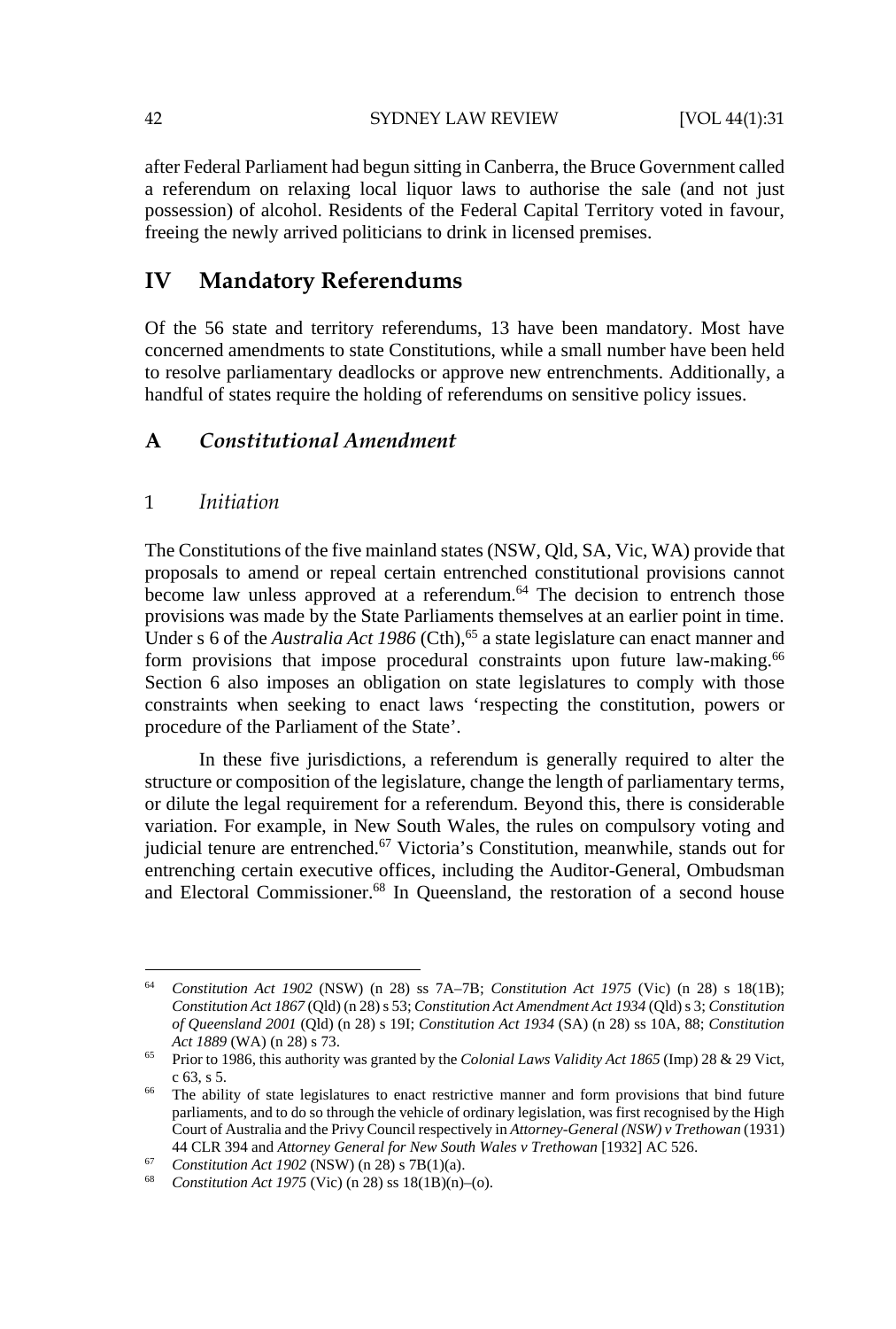after Federal Parliament had begun sitting in Canberra, the Bruce Government called a referendum on relaxing local liquor laws to authorise the sale (and not just possession) of alcohol. Residents of the Federal Capital Territory voted in favour, freeing the newly arrived politicians to drink in licensed premises.

## IV Mandatory Referendums

Of the 56 state and territory referendums, 13 have been mandatory. Most have concerned amendments to state Constitutions, while a small number have been held to resolve parliamentary deadlocks or approve new entrenchments. Additionally, a handful of states require the holding of referendums on sensitive policy issues.

### A *Constitutional Amendment*

#### 1 *Initiation*

The Constitutions of the five mainland states (NSW, Qld, SA, Vic, WA) provide that proposals to amend or repeal certain entrenched constitutional provisions cannot become law unless approved at a referendum.[64] The decision to entrench those provisions was made by the State Parliaments themselves at an earlier point in time. Under s 6 of the *Australia Act 1986* (Cth),[65] a state legislature can enact manner and form provisions that impose procedural constraints upon future law-making.[66] Section 6 also imposes an obligation on state legislatures to comply with those constraints when seeking to enact laws 'respecting the constitution, powers or procedure of the Parliament of the State'.

In these five jurisdictions, a referendum is generally required to alter the structure or composition of the legislature, change the length of parliamentary terms, or dilute the legal requirement for a referendum. Beyond this, there is considerable variation. For example, in New South Wales, the rules on compulsory voting and judicial tenure are entrenched.[67] Victoria's Constitution, meanwhile, stands out for entrenching certain executive offices, including the Auditor-General, Ombudsman and Electoral Commissioner.[68] In Queensland, the restoration of a second house

---

[64] *Constitution Act 1902* (NSW) (n 28) ss 7A–7B; *Constitution Act 1975* (Vic) (n 28) s 18(1B); *Constitution Act 1867* (Qld) (n 28) s 53; *Constitution Act Amendment Act 1934* (Qld) s 3; *Constitution of Queensland 2001* (Qld) (n 28) s 19I; *Constitution Act 1934* (SA) (n 28) ss 10A, 88; *Constitution Act 1889* (WA) (n 28) s 73.

[65] Prior to 1986, this authority was granted by the *Colonial Laws Validity Act 1865* (Imp) 28 & 29 Vict, c 63, s 5.

[66] The ability of state legislatures to enact restrictive manner and form provisions that bind future parliaments, and to do so through the vehicle of ordinary legislation, was first recognised by the High Court of Australia and the Privy Council respectively in *Attorney-General (NSW) v Trethowan* (1931) 44 CLR 394 and *Attorney General for New South Wales v Trethowan* [1932] AC 526.

[67] *Constitution Act 1902* (NSW) (n 28) s 7B(1)(a).

[68] *Constitution Act 1975* (Vic) (n 28) ss 18(1B)(n)–(o).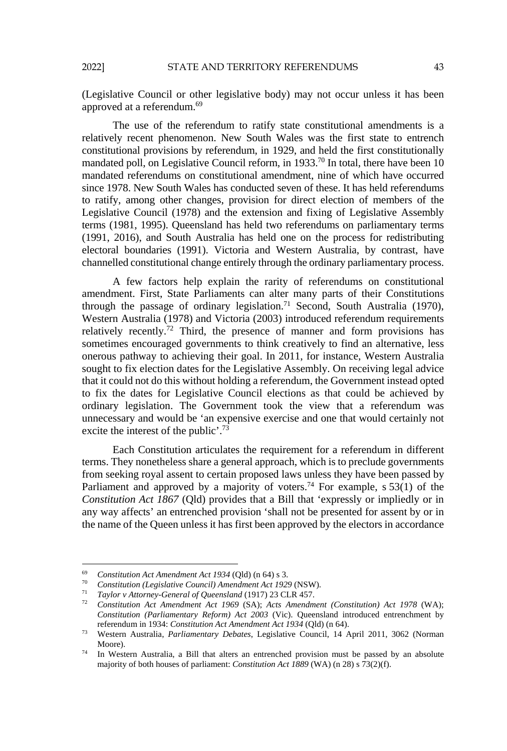(Legislative Council or other legislative body) may not occur unless it has been approved at a referendum.[69]

The use of the referendum to ratify state constitutional amendments is a relatively recent phenomenon. New South Wales was the first state to entrench constitutional provisions by referendum, in 1929, and held the first constitutionally mandated poll, on Legislative Council reform, in 1933.[70] In total, there have been 10 mandated referendums on constitutional amendment, nine of which have occurred since 1978. New South Wales has conducted seven of these. It has held referendums to ratify, among other changes, provision for direct election of members of the Legislative Council (1978) and the extension and fixing of Legislative Assembly terms (1981, 1995). Queensland has held two referendums on parliamentary terms (1991, 2016), and South Australia has held one on the process for redistributing electoral boundaries (1991). Victoria and Western Australia, by contrast, have channelled constitutional change entirely through the ordinary parliamentary process.

A few factors help explain the rarity of referendums on constitutional amendment. First, State Parliaments can alter many parts of their Constitutions through the passage of ordinary legislation.[71] Second, South Australia (1970), Western Australia (1978) and Victoria (2003) introduced referendum requirements relatively recently.[72] Third, the presence of manner and form provisions has sometimes encouraged governments to think creatively to find an alternative, less onerous pathway to achieving their goal. In 2011, for instance, Western Australia sought to fix election dates for the Legislative Assembly. On receiving legal advice that it could not do this without holding a referendum, the Government instead opted to fix the dates for Legislative Council elections as that could be achieved by ordinary legislation. The Government took the view that a referendum was unnecessary and would be 'an expensive exercise and one that would certainly not excite the interest of the public'.[73]

Each Constitution articulates the requirement for a referendum in different terms. They nonetheless share a general approach, which is to preclude governments from seeking royal assent to certain proposed laws unless they have been passed by Parliament and approved by a majority of voters.[74] For example, s 53(1) of the *Constitution Act 1867* (Qld) provides that a Bill that 'expressly or impliedly or in any way affects' an entrenched provision 'shall not be presented for assent by or in the name of the Queen unless it has first been approved by the electors in accordance

---

[69] *Constitution Act Amendment Act 1934* (Qld) (n 64) s 3.

[70] *Constitution (Legislative Council) Amendment Act 1929* (NSW).

[71] *Taylor v Attorney-General of Queensland* (1917) 23 CLR 457.

[72] *Constitution Act Amendment Act 1969* (SA); *Acts Amendment (Constitution) Act 1978* (WA); *Constitution (Parliamentary Reform) Act 2003* (Vic). Queensland introduced entrenchment by referendum in 1934: *Constitution Act Amendment Act 1934* (Qld) (n 64).

[73] Western Australia, *Parliamentary Debates*, Legislative Council, 14 April 2011, 3062 (Norman Moore).

[74] In Western Australia, a Bill that alters an entrenched provision must be passed by an absolute majority of both houses of parliament: *Constitution Act 1889* (WA) (n 28) s 73(2)(f).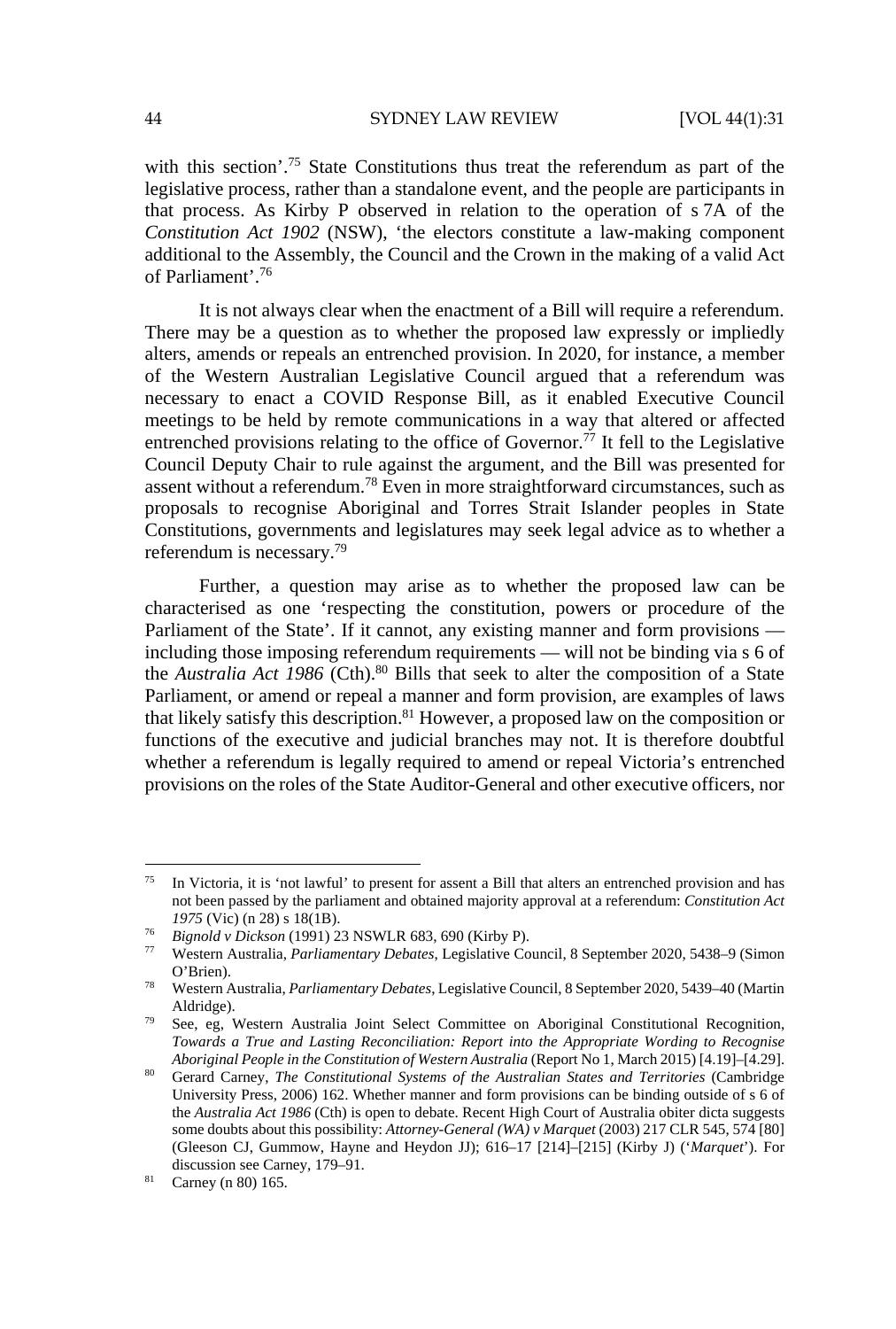with this section'.[75] State Constitutions thus treat the referendum as part of the legislative process, rather than a standalone event, and the people are participants in that process. As Kirby P observed in relation to the operation of s 7A of the *Constitution Act 1902* (NSW), 'the electors constitute a law-making component additional to the Assembly, the Council and the Crown in the making of a valid Act of Parliament'.[76]

It is not always clear when the enactment of a Bill will require a referendum. There may be a question as to whether the proposed law expressly or impliedly alters, amends or repeals an entrenched provision. In 2020, for instance, a member of the Western Australian Legislative Council argued that a referendum was necessary to enact a COVID Response Bill, as it enabled Executive Council meetings to be held by remote communications in a way that altered or affected entrenched provisions relating to the office of Governor.[77] It fell to the Legislative Council Deputy Chair to rule against the argument, and the Bill was presented for assent without a referendum.[78] Even in more straightforward circumstances, such as proposals to recognise Aboriginal and Torres Strait Islander peoples in State Constitutions, governments and legislatures may seek legal advice as to whether a referendum is necessary.[79]

Further, a question may arise as to whether the proposed law can be characterised as one 'respecting the constitution, powers or procedure of the Parliament of the State'. If it cannot, any existing manner and form provisions — including those imposing referendum requirements — will not be binding via s 6 of the *Australia Act 1986* (Cth).[80] Bills that seek to alter the composition of a State Parliament, or amend or repeal a manner and form provision, are examples of laws that likely satisfy this description.[81] However, a proposed law on the composition or functions of the executive and judicial branches may not. It is therefore doubtful whether a referendum is legally required to amend or repeal Victoria's entrenched provisions on the roles of the State Auditor-General and other executive officers, nor

---

[75] In Victoria, it is 'not lawful' to present for assent a Bill that alters an entrenched provision and has not been passed by the parliament and obtained majority approval at a referendum: *Constitution Act 1975* (Vic) (n 28) s 18(1B).

[76] *Bignold v Dickson* (1991) 23 NSWLR 683, 690 (Kirby P).

[77] Western Australia, *Parliamentary Debates*, Legislative Council, 8 September 2020, 5438–9 (Simon O'Brien).

[78] Western Australia, *Parliamentary Debates*, Legislative Council, 8 September 2020, 5439–40 (Martin Aldridge).

[79] See, eg, Western Australia Joint Select Committee on Aboriginal Constitutional Recognition, *Towards a True and Lasting Reconciliation: Report into the Appropriate Wording to Recognise Aboriginal People in the Constitution of Western Australia* (Report No 1, March 2015) [4.19]–[4.29].

[80] Gerard Carney, *The Constitutional Systems of the Australian States and Territories* (Cambridge University Press, 2006) 162. Whether manner and form provisions can be binding outside of s 6 of the *Australia Act 1986* (Cth) is open to debate. Recent High Court of Australia obiter dicta suggests some doubts about this possibility: *Attorney-General (WA) v Marquet* (2003) 217 CLR 545, 574 [80] (Gleeson CJ, Gummow, Hayne and Heydon JJ); 616–17 [214]–[215] (Kirby J) ('*Marquet*'). For discussion see Carney, 179–91.

[81] Carney (n 80) 165.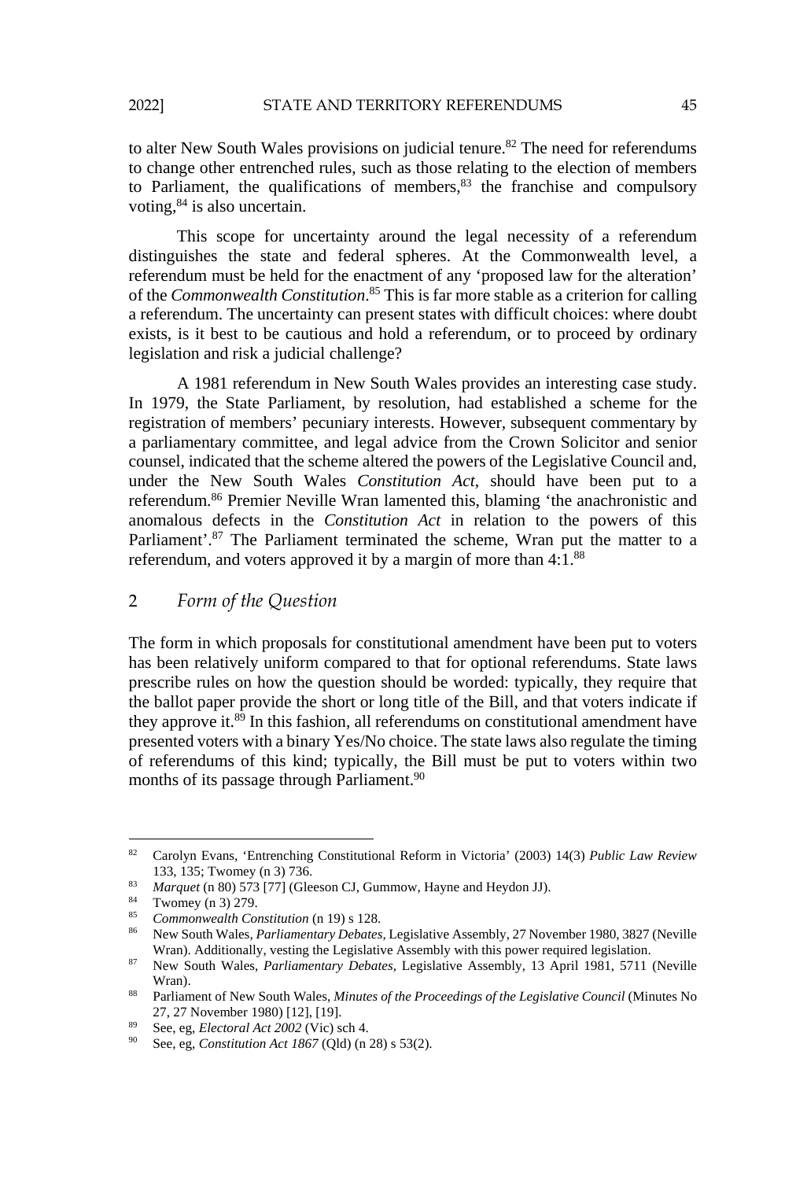to alter New South Wales provisions on judicial tenure.[82] The need for referendums to change other entrenched rules, such as those relating to the election of members to Parliament, the qualifications of members,[83] the franchise and compulsory voting,[84] is also uncertain.

This scope for uncertainty around the legal necessity of a referendum distinguishes the state and federal spheres. At the Commonwealth level, a referendum must be held for the enactment of any 'proposed law for the alteration' of the *Commonwealth Constitution*.[85] This is far more stable as a criterion for calling a referendum. The uncertainty can present states with difficult choices: where doubt exists, is it best to be cautious and hold a referendum, or to proceed by ordinary legislation and risk a judicial challenge?

A 1981 referendum in New South Wales provides an interesting case study. In 1979, the State Parliament, by resolution, had established a scheme for the registration of members' pecuniary interests. However, subsequent commentary by a parliamentary committee, and legal advice from the Crown Solicitor and senior counsel, indicated that the scheme altered the powers of the Legislative Council and, under the New South Wales *Constitution Act*, should have been put to a referendum.[86] Premier Neville Wran lamented this, blaming 'the anachronistic and anomalous defects in the *Constitution Act* in relation to the powers of this Parliament'.[87] The Parliament terminated the scheme, Wran put the matter to a referendum, and voters approved it by a margin of more than 4:1.[88]

### 2 *Form of the Question*

The form in which proposals for constitutional amendment have been put to voters has been relatively uniform compared to that for optional referendums. State laws prescribe rules on how the question should be worded: typically, they require that the ballot paper provide the short or long title of the Bill, and that voters indicate if they approve it.[89] In this fashion, all referendums on constitutional amendment have presented voters with a binary Yes/No choice. The state laws also regulate the timing of referendums of this kind; typically, the Bill must be put to voters within two months of its passage through Parliament.[90]

---

[82] Carolyn Evans, 'Entrenching Constitutional Reform in Victoria' (2003) 14(3) *Public Law Review* 133, 135; Twomey (n 3) 736.

[83] *Marquet* (n 80) 573 [77] (Gleeson CJ, Gummow, Hayne and Heydon JJ).

[84] Twomey (n 3) 279.

[85] *Commonwealth Constitution* (n 19) s 128.

[86] New South Wales, *Parliamentary Debates*, Legislative Assembly, 27 November 1980, 3827 (Neville Wran). Additionally, vesting the Legislative Assembly with this power required legislation.

[87] New South Wales, *Parliamentary Debates*, Legislative Assembly, 13 April 1981, 5711 (Neville Wran).

[88] Parliament of New South Wales, *Minutes of the Proceedings of the Legislative Council* (Minutes No 27, 27 November 1980) [12], [19].

[89] See, eg, *Electoral Act 2002* (Vic) sch 4.

[90] See, eg, *Constitution Act 1867* (Qld) (n 28) s 53(2).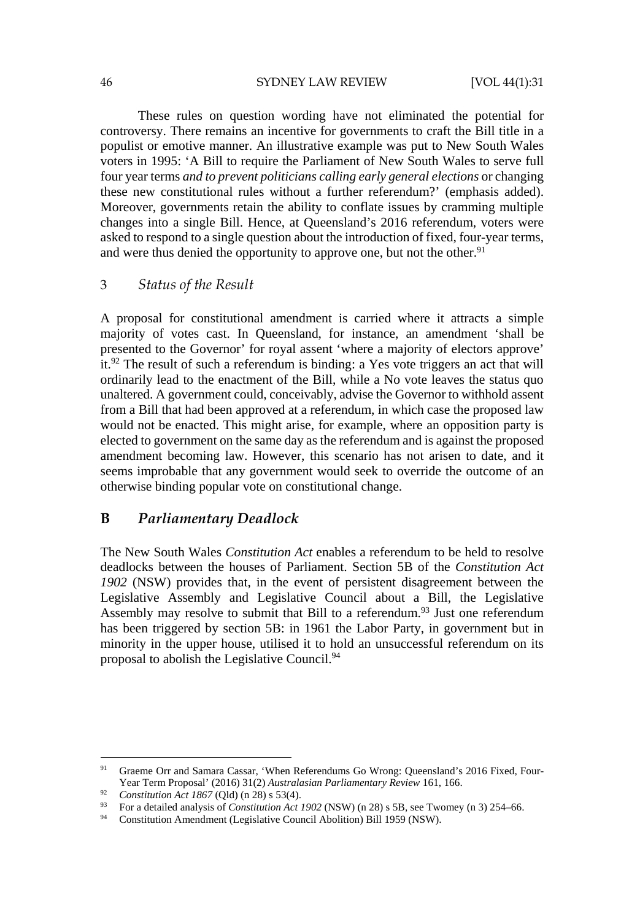These rules on question wording have not eliminated the potential for controversy. There remains an incentive for governments to craft the Bill title in a populist or emotive manner. An illustrative example was put to New South Wales voters in 1995: 'A Bill to require the Parliament of New South Wales to serve full four year terms *and to prevent politicians calling early general elections* or changing these new constitutional rules without a further referendum?' (emphasis added). Moreover, governments retain the ability to conflate issues by cramming multiple changes into a single Bill. Hence, at Queensland's 2016 referendum, voters were asked to respond to a single question about the introduction of fixed, four-year terms, and were thus denied the opportunity to approve one, but not the other.[91]

### 3 *Status of the Result*

A proposal for constitutional amendment is carried where it attracts a simple majority of votes cast. In Queensland, for instance, an amendment 'shall be presented to the Governor' for royal assent 'where a majority of electors approve' it.[92] The result of such a referendum is binding: a Yes vote triggers an act that will ordinarily lead to the enactment of the Bill, while a No vote leaves the status quo unaltered. A government could, conceivably, advise the Governor to withhold assent from a Bill that had been approved at a referendum, in which case the proposed law would not be enacted. This might arise, for example, where an opposition party is elected to government on the same day as the referendum and is against the proposed amendment becoming law. However, this scenario has not arisen to date, and it seems improbable that any government would seek to override the outcome of an otherwise binding popular vote on constitutional change.

## B *Parliamentary Deadlock*

The New South Wales *Constitution Act* enables a referendum to be held to resolve deadlocks between the houses of Parliament. Section 5B of the *Constitution Act 1902* (NSW) provides that, in the event of persistent disagreement between the Legislative Assembly and Legislative Council about a Bill, the Legislative Assembly may resolve to submit that Bill to a referendum.[93] Just one referendum has been triggered by section 5B: in 1961 the Labor Party, in government but in minority in the upper house, utilised it to hold an unsuccessful referendum on its proposal to abolish the Legislative Council.[94]

---

[91] Graeme Orr and Samara Cassar, 'When Referendums Go Wrong: Queensland's 2016 Fixed, Four-Year Term Proposal' (2016) 31(2) *Australasian Parliamentary Review* 161, 166.

[92] *Constitution Act 1867* (Qld) (n 28) s 53(4).

[93] For a detailed analysis of *Constitution Act 1902* (NSW) (n 28) s 5B, see Twomey (n 3) 254–66.

[94] Constitution Amendment (Legislative Council Abolition) Bill 1959 (NSW).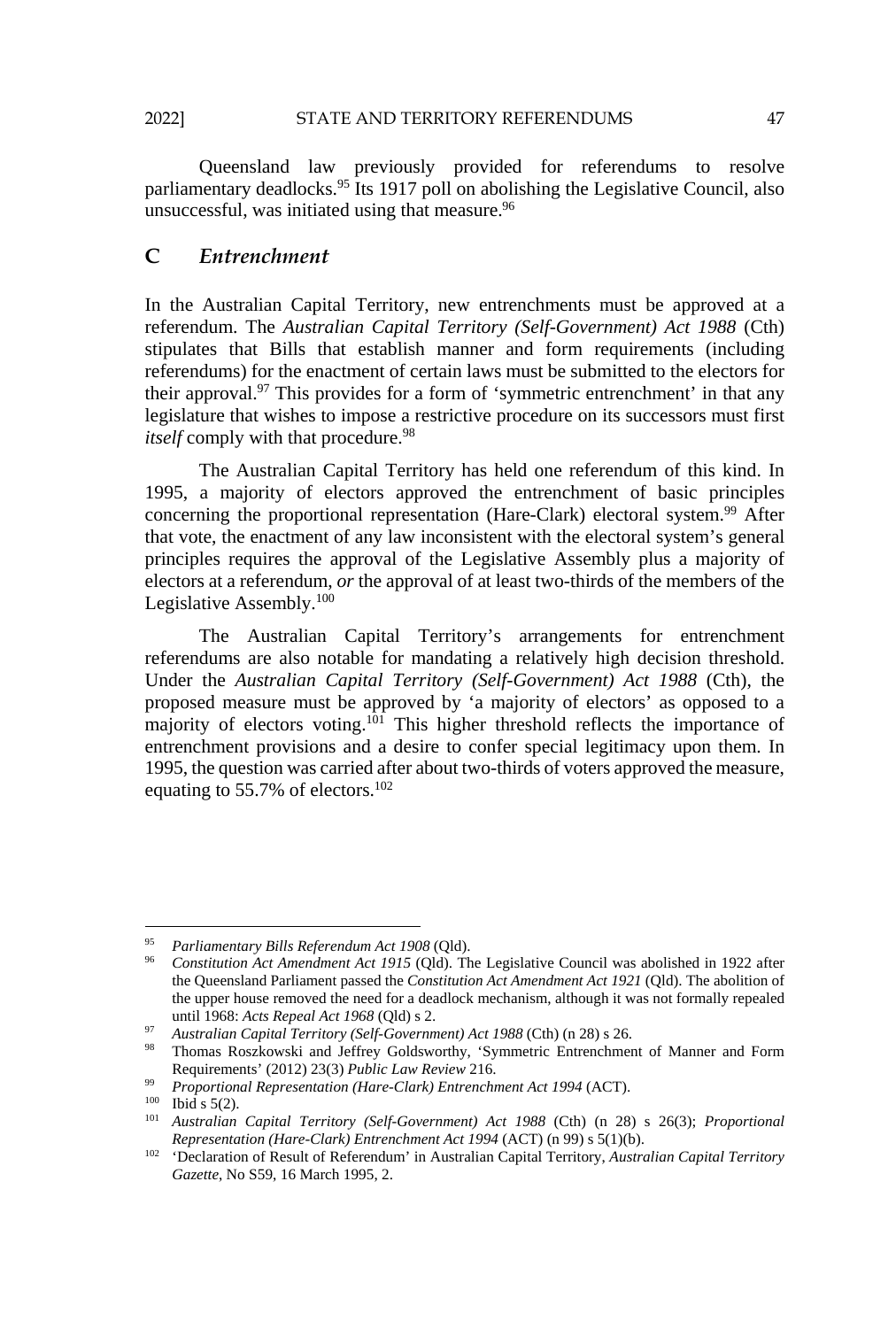Queensland law previously provided for referendums to resolve parliamentary deadlocks.[95] Its 1917 poll on abolishing the Legislative Council, also unsuccessful, was initiated using that measure.[96]

## C *Entrenchment*

In the Australian Capital Territory, new entrenchments must be approved at a referendum. The *Australian Capital Territory (Self-Government) Act 1988* (Cth) stipulates that Bills that establish manner and form requirements (including referendums) for the enactment of certain laws must be submitted to the electors for their approval.[97] This provides for a form of 'symmetric entrenchment' in that any legislature that wishes to impose a restrictive procedure on its successors must first *itself* comply with that procedure.[98]

The Australian Capital Territory has held one referendum of this kind. In 1995, a majority of electors approved the entrenchment of basic principles concerning the proportional representation (Hare-Clark) electoral system.[99] After that vote, the enactment of any law inconsistent with the electoral system's general principles requires the approval of the Legislative Assembly plus a majority of electors at a referendum, *or* the approval of at least two-thirds of the members of the Legislative Assembly.[100]

The Australian Capital Territory's arrangements for entrenchment referendums are also notable for mandating a relatively high decision threshold. Under the *Australian Capital Territory (Self-Government) Act 1988* (Cth), the proposed measure must be approved by 'a majority of electors' as opposed to a majority of electors voting.[101] This higher threshold reflects the importance of entrenchment provisions and a desire to confer special legitimacy upon them. In 1995, the question was carried after about two-thirds of voters approved the measure, equating to 55.7% of electors.[102]

---

[95] *Parliamentary Bills Referendum Act 1908* (Qld).

[96] *Constitution Act Amendment Act 1915* (Qld). The Legislative Council was abolished in 1922 after the Queensland Parliament passed the *Constitution Act Amendment Act 1921* (Qld). The abolition of the upper house removed the need for a deadlock mechanism, although it was not formally repealed until 1968: *Acts Repeal Act 1968* (Qld) s 2.

[97] *Australian Capital Territory (Self-Government) Act 1988* (Cth) (n 28) s 26.

[98] Thomas Roszkowski and Jeffrey Goldsworthy, 'Symmetric Entrenchment of Manner and Form Requirements' (2012) 23(3) *Public Law Review* 216.

[99] *Proportional Representation (Hare-Clark) Entrenchment Act 1994* (ACT).

[100] Ibid s 5(2).

[101] *Australian Capital Territory (Self-Government) Act 1988* (Cth) (n 28) s 26(3); *Proportional Representation (Hare-Clark) Entrenchment Act 1994* (ACT) (n 99) s 5(1)(b).

[102] 'Declaration of Result of Referendum' in Australian Capital Territory, *Australian Capital Territory Gazette*, No S59, 16 March 1995, 2.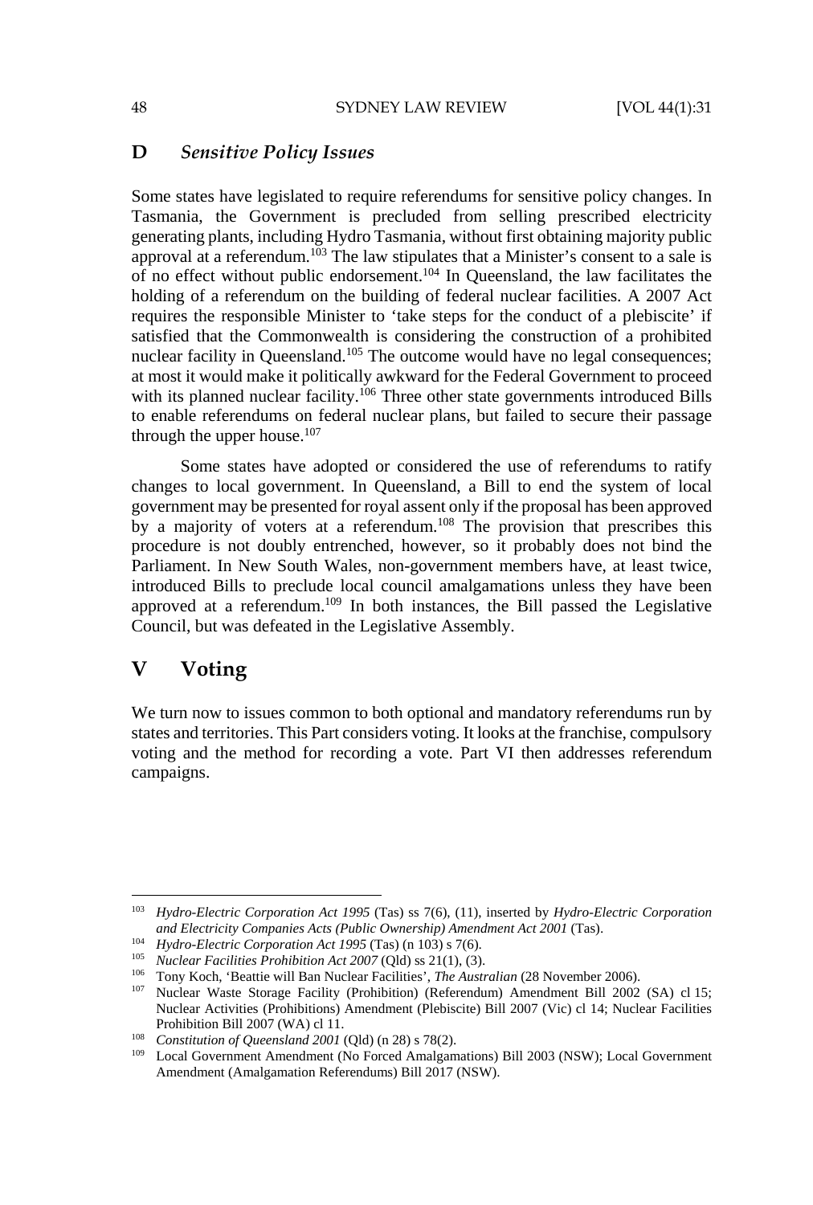### D *Sensitive Policy Issues*

Some states have legislated to require referendums for sensitive policy changes. In Tasmania, the Government is precluded from selling prescribed electricity generating plants, including Hydro Tasmania, without first obtaining majority public approval at a referendum.[103] The law stipulates that a Minister's consent to a sale is of no effect without public endorsement.[104] In Queensland, the law facilitates the holding of a referendum on the building of federal nuclear facilities. A 2007 Act requires the responsible Minister to 'take steps for the conduct of a plebiscite' if satisfied that the Commonwealth is considering the construction of a prohibited nuclear facility in Queensland.[105] The outcome would have no legal consequences; at most it would make it politically awkward for the Federal Government to proceed with its planned nuclear facility.[106] Three other state governments introduced Bills to enable referendums on federal nuclear plans, but failed to secure their passage through the upper house.[107]

Some states have adopted or considered the use of referendums to ratify changes to local government. In Queensland, a Bill to end the system of local government may be presented for royal assent only if the proposal has been approved by a majority of voters at a referendum.[108] The provision that prescribes this procedure is not doubly entrenched, however, so it probably does not bind the Parliament. In New South Wales, non-government members have, at least twice, introduced Bills to preclude local council amalgamations unless they have been approved at a referendum.[109] In both instances, the Bill passed the Legislative Council, but was defeated in the Legislative Assembly.

## V Voting

We turn now to issues common to both optional and mandatory referendums run by states and territories. This Part considers voting. It looks at the franchise, compulsory voting and the method for recording a vote. Part VI then addresses referendum campaigns.

---

[103] *Hydro-Electric Corporation Act 1995* (Tas) ss 7(6), (11), inserted by *Hydro-Electric Corporation and Electricity Companies Acts (Public Ownership) Amendment Act 2001* (Tas).

[104] *Hydro-Electric Corporation Act 1995* (Tas) (n 103) s 7(6).

[105] *Nuclear Facilities Prohibition Act 2007* (Qld) ss 21(1), (3).

[106] Tony Koch, 'Beattie will Ban Nuclear Facilities', *The Australian* (28 November 2006).

[107] Nuclear Waste Storage Facility (Prohibition) (Referendum) Amendment Bill 2002 (SA) cl 15; Nuclear Activities (Prohibitions) Amendment (Plebiscite) Bill 2007 (Vic) cl 14; Nuclear Facilities Prohibition Bill 2007 (WA) cl 11.

[108] *Constitution of Queensland 2001* (Qld) (n 28) s 78(2).

[109] Local Government Amendment (No Forced Amalgamations) Bill 2003 (NSW); Local Government Amendment (Amalgamation Referendums) Bill 2017 (NSW).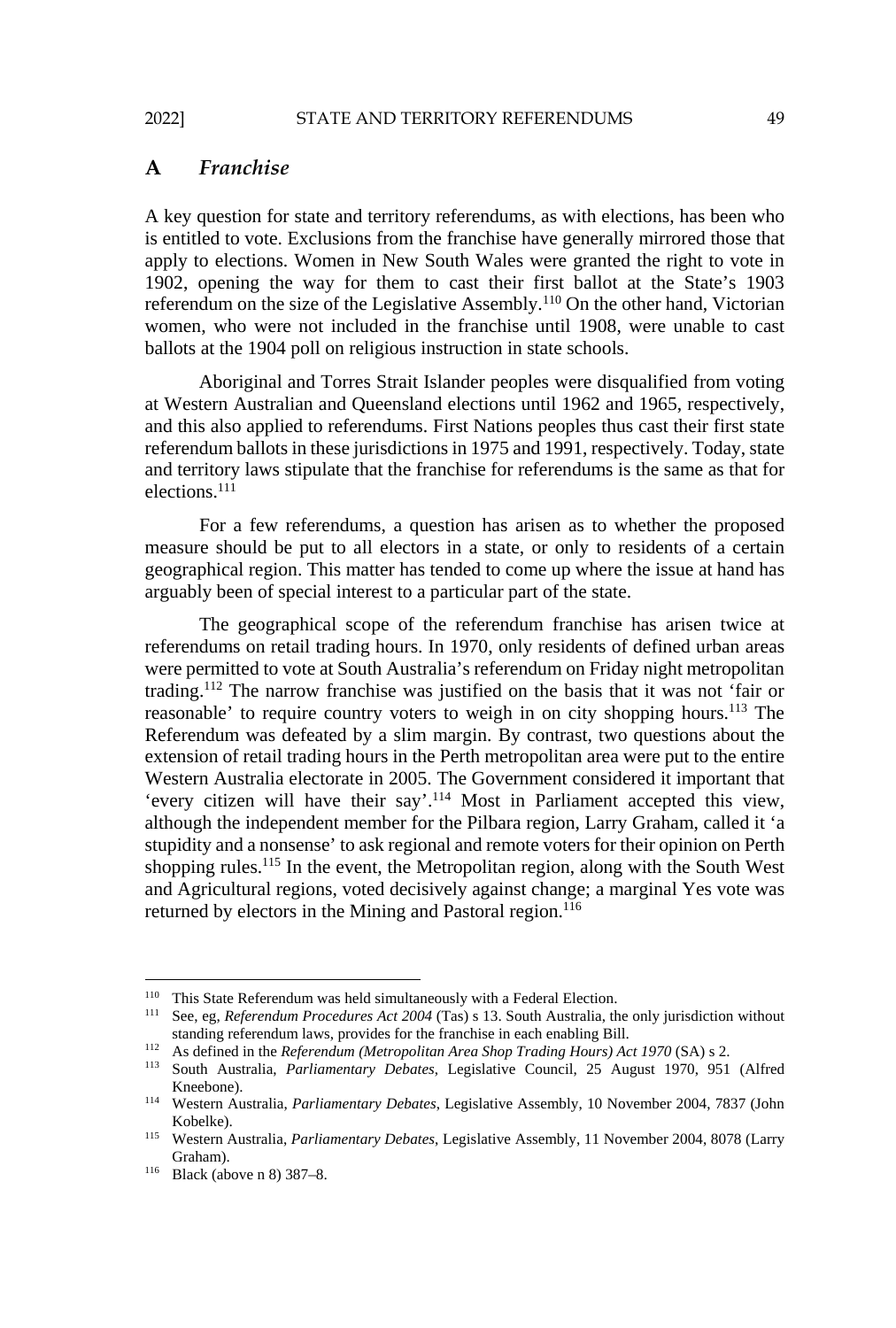## A *Franchise*

A key question for state and territory referendums, as with elections, has been who is entitled to vote. Exclusions from the franchise have generally mirrored those that apply to elections. Women in New South Wales were granted the right to vote in 1902, opening the way for them to cast their first ballot at the State's 1903 referendum on the size of the Legislative Assembly.[110] On the other hand, Victorian women, who were not included in the franchise until 1908, were unable to cast ballots at the 1904 poll on religious instruction in state schools.

Aboriginal and Torres Strait Islander peoples were disqualified from voting at Western Australian and Queensland elections until 1962 and 1965, respectively, and this also applied to referendums. First Nations peoples thus cast their first state referendum ballots in these jurisdictions in 1975 and 1991, respectively. Today, state and territory laws stipulate that the franchise for referendums is the same as that for elections.[111]

For a few referendums, a question has arisen as to whether the proposed measure should be put to all electors in a state, or only to residents of a certain geographical region. This matter has tended to come up where the issue at hand has arguably been of special interest to a particular part of the state.

The geographical scope of the referendum franchise has arisen twice at referendums on retail trading hours. In 1970, only residents of defined urban areas were permitted to vote at South Australia's referendum on Friday night metropolitan trading.[112] The narrow franchise was justified on the basis that it was not 'fair or reasonable' to require country voters to weigh in on city shopping hours.[113] The Referendum was defeated by a slim margin. By contrast, two questions about the extension of retail trading hours in the Perth metropolitan area were put to the entire Western Australia electorate in 2005. The Government considered it important that 'every citizen will have their say'.[114] Most in Parliament accepted this view, although the independent member for the Pilbara region, Larry Graham, called it 'a stupidity and a nonsense' to ask regional and remote voters for their opinion on Perth shopping rules.[115] In the event, the Metropolitan region, along with the South West and Agricultural regions, voted decisively against change; a marginal Yes vote was returned by electors in the Mining and Pastoral region.[116]

---

[110] This State Referendum was held simultaneously with a Federal Election.

[111] See, eg, *Referendum Procedures Act 2004* (Tas) s 13. South Australia, the only jurisdiction without standing referendum laws, provides for the franchise in each enabling Bill.

[112] As defined in the *Referendum (Metropolitan Area Shop Trading Hours) Act 1970* (SA) s 2.

[113] South Australia, *Parliamentary Debates*, Legislative Council, 25 August 1970, 951 (Alfred Kneebone).

[114] Western Australia, *Parliamentary Debates*, Legislative Assembly, 10 November 2004, 7837 (John Kobelke).

[115] Western Australia, *Parliamentary Debates*, Legislative Assembly, 11 November 2004, 8078 (Larry Graham).

[116] Black (above n 8) 387–8.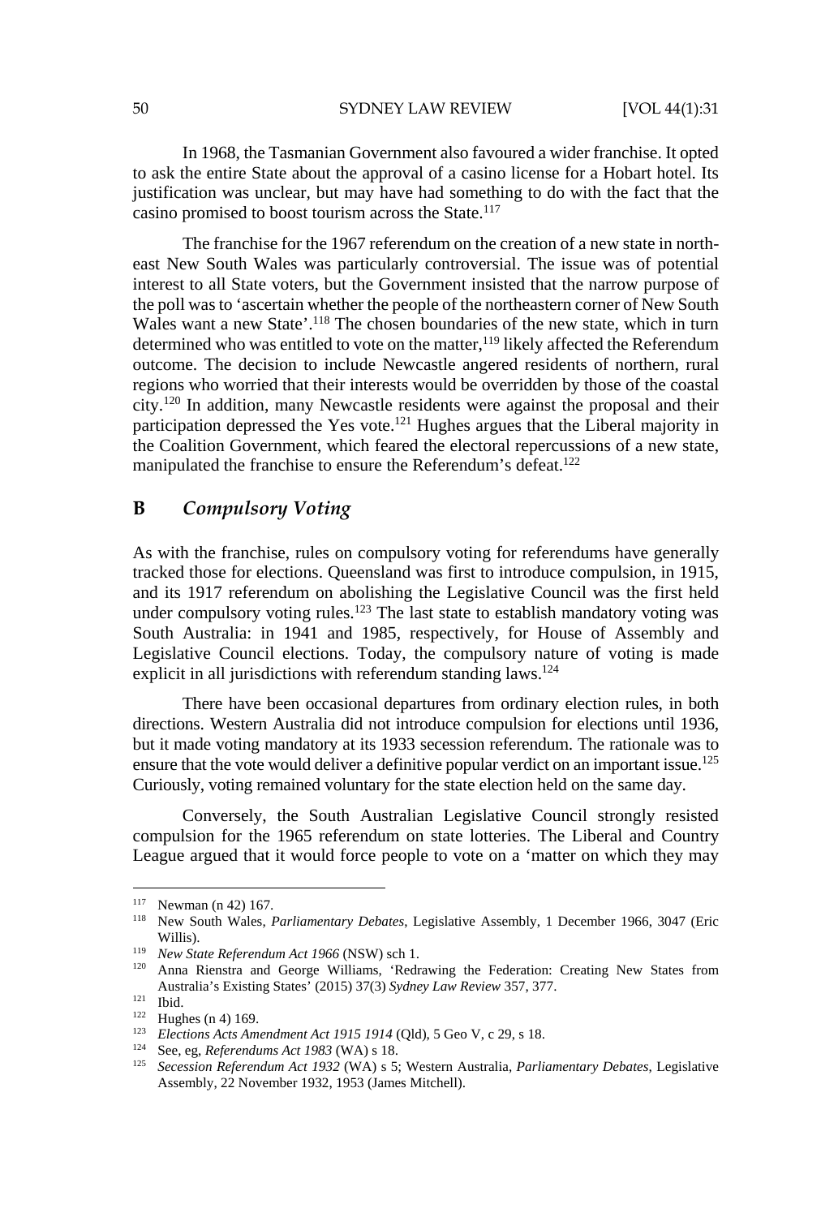In 1968, the Tasmanian Government also favoured a wider franchise. It opted to ask the entire State about the approval of a casino license for a Hobart hotel. Its justification was unclear, but may have had something to do with the fact that the casino promised to boost tourism across the State.[117]

The franchise for the 1967 referendum on the creation of a new state in north-east New South Wales was particularly controversial. The issue was of potential interest to all State voters, but the Government insisted that the narrow purpose of the poll was to 'ascertain whether the people of the northeastern corner of New South Wales want a new State'.[118] The chosen boundaries of the new state, which in turn determined who was entitled to vote on the matter,[119] likely affected the Referendum outcome. The decision to include Newcastle angered residents of northern, rural regions who worried that their interests would be overridden by those of the coastal city.[120] In addition, many Newcastle residents were against the proposal and their participation depressed the Yes vote.[121] Hughes argues that the Liberal majority in the Coalition Government, which feared the electoral repercussions of a new state, manipulated the franchise to ensure the Referendum's defeat.[122]

## B *Compulsory Voting*

As with the franchise, rules on compulsory voting for referendums have generally tracked those for elections. Queensland was first to introduce compulsion, in 1915, and its 1917 referendum on abolishing the Legislative Council was the first held under compulsory voting rules.[123] The last state to establish mandatory voting was South Australia: in 1941 and 1985, respectively, for House of Assembly and Legislative Council elections. Today, the compulsory nature of voting is made explicit in all jurisdictions with referendum standing laws.[124]

There have been occasional departures from ordinary election rules, in both directions. Western Australia did not introduce compulsion for elections until 1936, but it made voting mandatory at its 1933 secession referendum. The rationale was to ensure that the vote would deliver a definitive popular verdict on an important issue.[125] Curiously, voting remained voluntary for the state election held on the same day.

Conversely, the South Australian Legislative Council strongly resisted compulsion for the 1965 referendum on state lotteries. The Liberal and Country League argued that it would force people to vote on a 'matter on which they may

---

[117] Newman (n 42) 167.

[118] New South Wales, *Parliamentary Debates*, Legislative Assembly, 1 December 1966, 3047 (Eric Willis).

[119] *New State Referendum Act 1966* (NSW) sch 1.

[120] Anna Rienstra and George Williams, 'Redrawing the Federation: Creating New States from Australia's Existing States' (2015) 37(3) *Sydney Law Review* 357, 377.

[121] Ibid.

[122] Hughes (n 4) 169.

[123] *Elections Acts Amendment Act 1915 1914* (Qld), 5 Geo V, c 29, s 18.

[124] See, eg, *Referendums Act 1983* (WA) s 18.

[125] *Secession Referendum Act 1932* (WA) s 5; Western Australia, *Parliamentary Debates*, Legislative Assembly, 22 November 1932, 1953 (James Mitchell).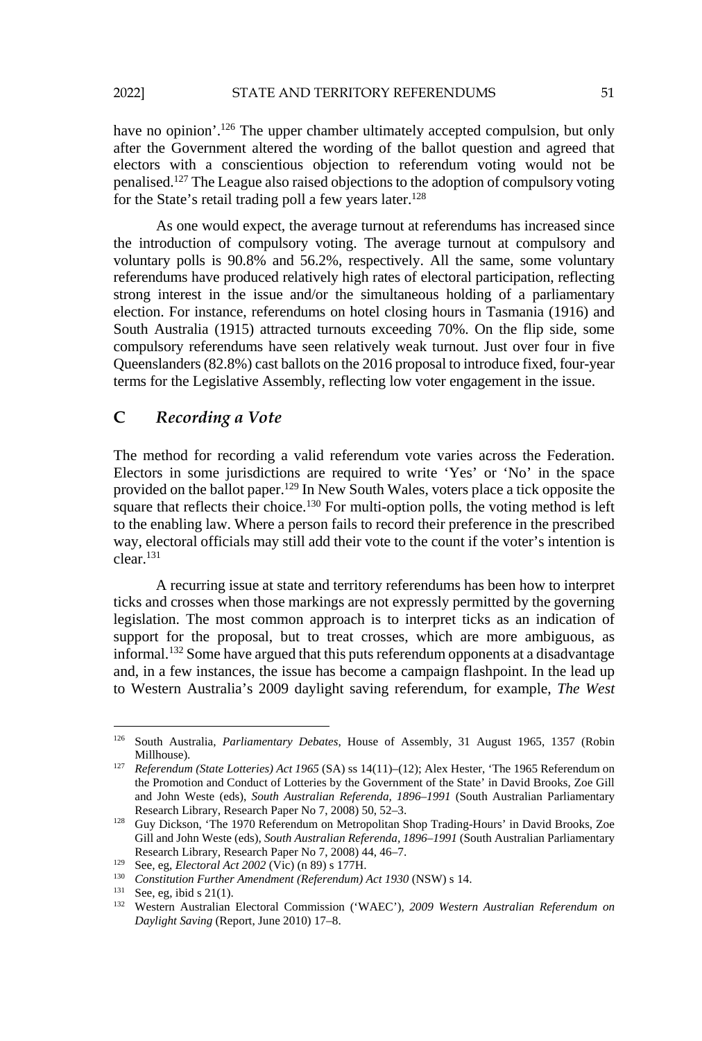have no opinion'.[126] The upper chamber ultimately accepted compulsion, but only after the Government altered the wording of the ballot question and agreed that electors with a conscientious objection to referendum voting would not be penalised.[127] The League also raised objections to the adoption of compulsory voting for the State's retail trading poll a few years later.[128]

As one would expect, the average turnout at referendums has increased since the introduction of compulsory voting. The average turnout at compulsory and voluntary polls is 90.8% and 56.2%, respectively. All the same, some voluntary referendums have produced relatively high rates of electoral participation, reflecting strong interest in the issue and/or the simultaneous holding of a parliamentary election. For instance, referendums on hotel closing hours in Tasmania (1916) and South Australia (1915) attracted turnouts exceeding 70%. On the flip side, some compulsory referendums have seen relatively weak turnout. Just over four in five Queenslanders (82.8%) cast ballots on the 2016 proposal to introduce fixed, four-year terms for the Legislative Assembly, reflecting low voter engagement in the issue.

### C *Recording a Vote*

The method for recording a valid referendum vote varies across the Federation. Electors in some jurisdictions are required to write 'Yes' or 'No' in the space provided on the ballot paper.[129] In New South Wales, voters place a tick opposite the square that reflects their choice.[130] For multi-option polls, the voting method is left to the enabling law. Where a person fails to record their preference in the prescribed way, electoral officials may still add their vote to the count if the voter's intention is clear.[131]

A recurring issue at state and territory referendums has been how to interpret ticks and crosses when those markings are not expressly permitted by the governing legislation. The most common approach is to interpret ticks as an indication of support for the proposal, but to treat crosses, which are more ambiguous, as informal.[132] Some have argued that this puts referendum opponents at a disadvantage and, in a few instances, the issue has become a campaign flashpoint. In the lead up to Western Australia's 2009 daylight saving referendum, for example, *The West*

---

[126] South Australia, *Parliamentary Debates*, House of Assembly, 31 August 1965, 1357 (Robin Millhouse).

[127] *Referendum (State Lotteries) Act 1965* (SA) ss 14(11)–(12); Alex Hester, 'The 1965 Referendum on the Promotion and Conduct of Lotteries by the Government of the State' in David Brooks, Zoe Gill and John Weste (eds), *South Australian Referenda, 1896–1991* (South Australian Parliamentary Research Library, Research Paper No 7, 2008) 50, 52–3.

[128] Guy Dickson, 'The 1970 Referendum on Metropolitan Shop Trading-Hours' in David Brooks, Zoe Gill and John Weste (eds), *South Australian Referenda, 1896–1991* (South Australian Parliamentary Research Library, Research Paper No 7, 2008) 44, 46–7.

[129] See, eg, *Electoral Act 2002* (Vic) (n 89) s 177H.

[130] *Constitution Further Amendment (Referendum) Act 1930* (NSW) s 14.

[131] See, eg, ibid s 21(1).

[132] Western Australian Electoral Commission ('WAEC'), *2009 Western Australian Referendum on Daylight Saving* (Report, June 2010) 17–8.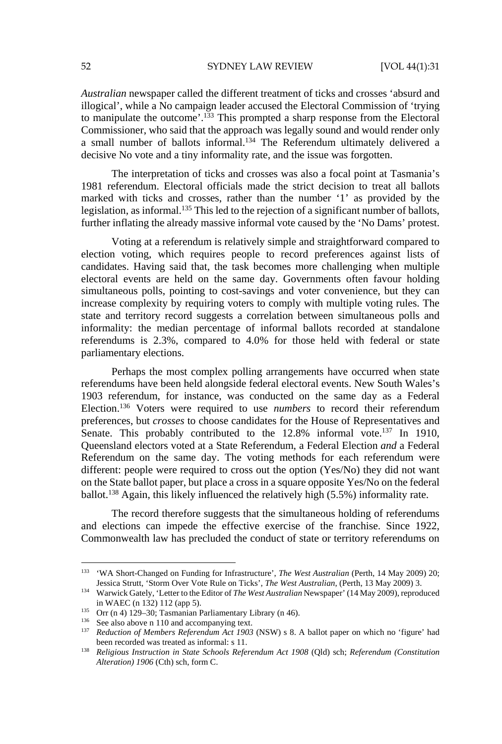*Australian* newspaper called the different treatment of ticks and crosses 'absurd and illogical', while a No campaign leader accused the Electoral Commission of 'trying to manipulate the outcome'.[133] This prompted a sharp response from the Electoral Commissioner, who said that the approach was legally sound and would render only a small number of ballots informal.[134] The Referendum ultimately delivered a decisive No vote and a tiny informality rate, and the issue was forgotten.

The interpretation of ticks and crosses was also a focal point at Tasmania's 1981 referendum. Electoral officials made the strict decision to treat all ballots marked with ticks and crosses, rather than the number '1' as provided by the legislation, as informal.[135] This led to the rejection of a significant number of ballots, further inflating the already massive informal vote caused by the 'No Dams' protest.

Voting at a referendum is relatively simple and straightforward compared to election voting, which requires people to record preferences against lists of candidates. Having said that, the task becomes more challenging when multiple electoral events are held on the same day. Governments often favour holding simultaneous polls, pointing to cost-savings and voter convenience, but they can increase complexity by requiring voters to comply with multiple voting rules. The state and territory record suggests a correlation between simultaneous polls and informality: the median percentage of informal ballots recorded at standalone referendums is 2.3%, compared to 4.0% for those held with federal or state parliamentary elections.

Perhaps the most complex polling arrangements have occurred when state referendums have been held alongside federal electoral events. New South Wales's 1903 referendum, for instance, was conducted on the same day as a Federal Election.[136] Voters were required to use *numbers* to record their referendum preferences, but *crosses* to choose candidates for the House of Representatives and Senate. This probably contributed to the 12.8% informal vote.[137] In 1910, Queensland electors voted at a State Referendum, a Federal Election *and* a Federal Referendum on the same day. The voting methods for each referendum were different: people were required to cross out the option (Yes/No) they did not want on the State ballot paper, but place a cross in a square opposite Yes/No on the federal ballot.[138] Again, this likely influenced the relatively high (5.5%) informality rate.

The record therefore suggests that the simultaneous holding of referendums and elections can impede the effective exercise of the franchise. Since 1922, Commonwealth law has precluded the conduct of state or territory referendums on

---

[133] 'WA Short-Changed on Funding for Infrastructure', *The West Australian* (Perth, 14 May 2009) 20; Jessica Strutt, 'Storm Over Vote Rule on Ticks', *The West Australian*, (Perth, 13 May 2009) 3.

[134] Warwick Gately, 'Letter to the Editor of *The West Australian* Newspaper' (14 May 2009), reproduced in WAEC (n 132) 112 (app 5).

[135] Orr (n 4) 129–30; Tasmanian Parliamentary Library (n 46).

[136] See also above n 110 and accompanying text.

[137] *Reduction of Members Referendum Act 1903* (NSW) s 8. A ballot paper on which no 'figure' had been recorded was treated as informal: s 11.

[138] *Religious Instruction in State Schools Referendum Act 1908* (Qld) sch; *Referendum (Constitution Alteration) 1906* (Cth) sch, form C.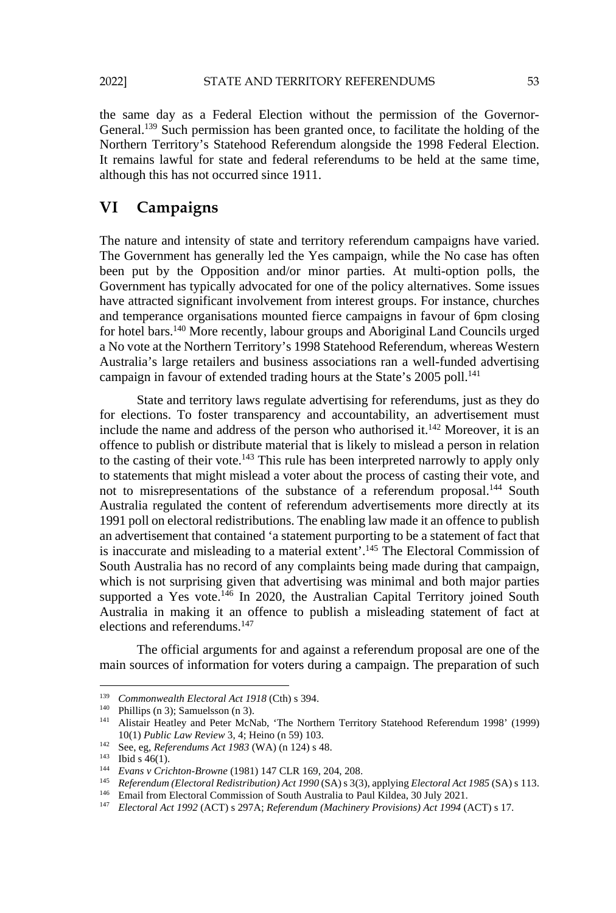the same day as a Federal Election without the permission of the Governor-General.[139] Such permission has been granted once, to facilitate the holding of the Northern Territory's Statehood Referendum alongside the 1998 Federal Election. It remains lawful for state and federal referendums to be held at the same time, although this has not occurred since 1911.

## VI Campaigns

The nature and intensity of state and territory referendum campaigns have varied. The Government has generally led the Yes campaign, while the No case has often been put by the Opposition and/or minor parties. At multi-option polls, the Government has typically advocated for one of the policy alternatives. Some issues have attracted significant involvement from interest groups. For instance, churches and temperance organisations mounted fierce campaigns in favour of 6pm closing for hotel bars.[140] More recently, labour groups and Aboriginal Land Councils urged a No vote at the Northern Territory's 1998 Statehood Referendum, whereas Western Australia's large retailers and business associations ran a well-funded advertising campaign in favour of extended trading hours at the State's 2005 poll.[141]

State and territory laws regulate advertising for referendums, just as they do for elections. To foster transparency and accountability, an advertisement must include the name and address of the person who authorised it.[142] Moreover, it is an offence to publish or distribute material that is likely to mislead a person in relation to the casting of their vote.[143] This rule has been interpreted narrowly to apply only to statements that might mislead a voter about the process of casting their vote, and not to misrepresentations of the substance of a referendum proposal.[144] South Australia regulated the content of referendum advertisements more directly at its 1991 poll on electoral redistributions. The enabling law made it an offence to publish an advertisement that contained 'a statement purporting to be a statement of fact that is inaccurate and misleading to a material extent'.[145] The Electoral Commission of South Australia has no record of any complaints being made during that campaign, which is not surprising given that advertising was minimal and both major parties supported a Yes vote.[146] In 2020, the Australian Capital Territory joined South Australia in making it an offence to publish a misleading statement of fact at elections and referendums.[147]

The official arguments for and against a referendum proposal are one of the main sources of information for voters during a campaign. The preparation of such

---

[139] *Commonwealth Electoral Act 1918* (Cth) s 394.

[140] Phillips (n 3); Samuelsson (n 3).

[141] Alistair Heatley and Peter McNab, 'The Northern Territory Statehood Referendum 1998' (1999) 10(1) *Public Law Review* 3, 4; Heino (n 59) 103.

[142] See, eg, *Referendums Act 1983* (WA) (n 124) s 48.

[143] Ibid s 46(1).

[144] *Evans v Crichton-Browne* (1981) 147 CLR 169, 204, 208.

[145] *Referendum (Electoral Redistribution) Act 1990* (SA) s 3(3), applying *Electoral Act 1985* (SA) s 113.

[146] Email from Electoral Commission of South Australia to Paul Kildea, 30 July 2021.

[147] *Electoral Act 1992* (ACT) s 297A; *Referendum (Machinery Provisions) Act 1994* (ACT) s 17.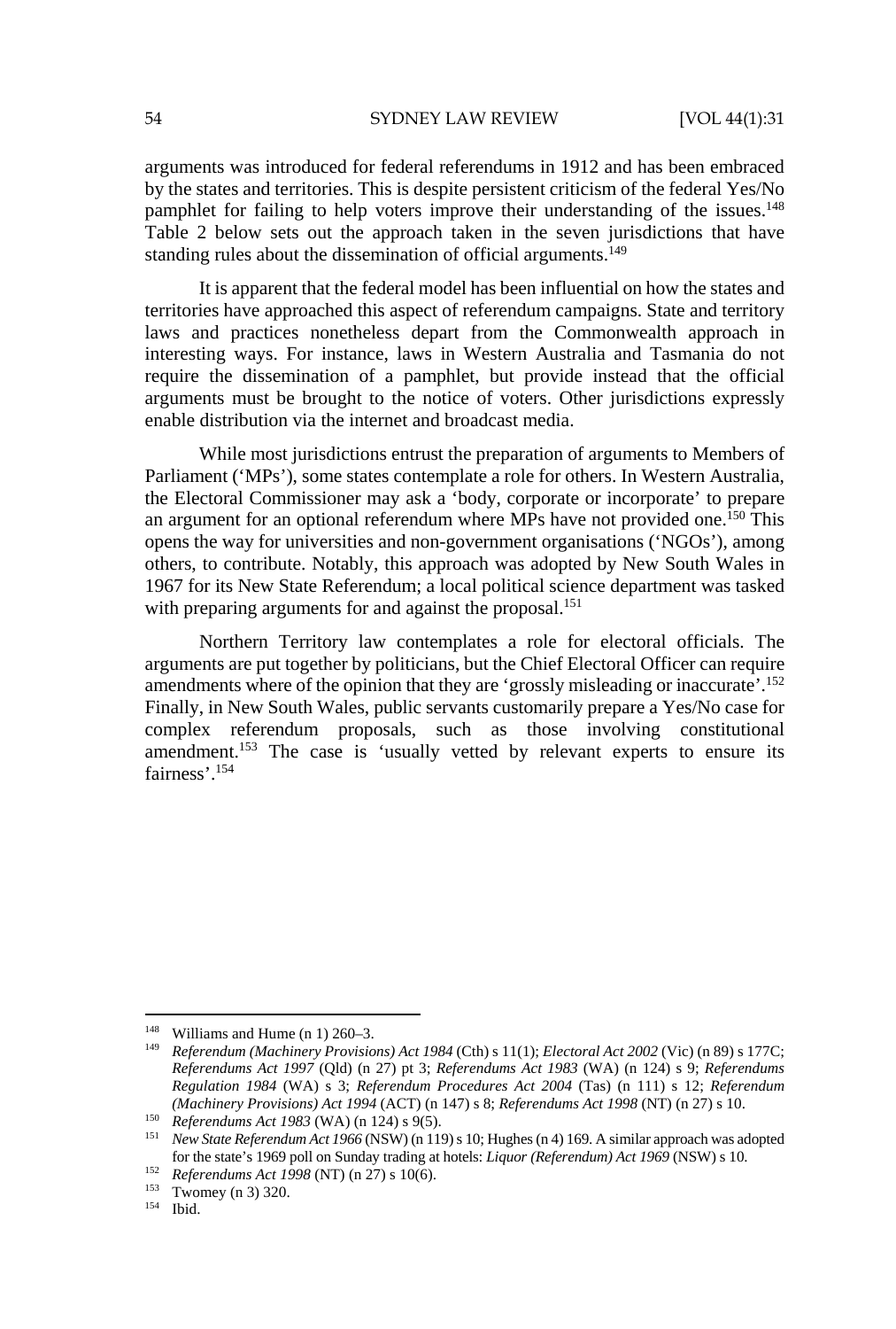arguments was introduced for federal referendums in 1912 and has been embraced by the states and territories. This is despite persistent criticism of the federal Yes/No pamphlet for failing to help voters improve their understanding of the issues.[148] Table 2 below sets out the approach taken in the seven jurisdictions that have standing rules about the dissemination of official arguments.[149]

It is apparent that the federal model has been influential on how the states and territories have approached this aspect of referendum campaigns. State and territory laws and practices nonetheless depart from the Commonwealth approach in interesting ways. For instance, laws in Western Australia and Tasmania do not require the dissemination of a pamphlet, but provide instead that the official arguments must be brought to the notice of voters. Other jurisdictions expressly enable distribution via the internet and broadcast media.

While most jurisdictions entrust the preparation of arguments to Members of Parliament ('MPs'), some states contemplate a role for others. In Western Australia, the Electoral Commissioner may ask a 'body, corporate or incorporate' to prepare an argument for an optional referendum where MPs have not provided one.[150] This opens the way for universities and non-government organisations ('NGOs'), among others, to contribute. Notably, this approach was adopted by New South Wales in 1967 for its New State Referendum; a local political science department was tasked with preparing arguments for and against the proposal.[151]

Northern Territory law contemplates a role for electoral officials. The arguments are put together by politicians, but the Chief Electoral Officer can require amendments where of the opinion that they are 'grossly misleading or inaccurate'.[152] Finally, in New South Wales, public servants customarily prepare a Yes/No case for complex referendum proposals, such as those involving constitutional amendment.[153] The case is 'usually vetted by relevant experts to ensure its fairness'.[154]

---

[148] Williams and Hume (n 1) 260–3.

[149] *Referendum (Machinery Provisions) Act 1984* (Cth) s 11(1); *Electoral Act 2002* (Vic) (n 89) s 177C; *Referendums Act 1997* (Qld) (n 27) pt 3; *Referendums Act 1983* (WA) (n 124) s 9; *Referendums Regulation 1984* (WA) s 3; *Referendum Procedures Act 2004* (Tas) (n 111) s 12; *Referendum (Machinery Provisions) Act 1994* (ACT) (n 147) s 8; *Referendums Act 1998* (NT) (n 27) s 10.

[150] *Referendums Act 1983* (WA) (n 124) s 9(5).

[151] *New State Referendum Act 1966* (NSW) (n 119) s 10; Hughes (n 4) 169. A similar approach was adopted for the state's 1969 poll on Sunday trading at hotels: *Liquor (Referendum) Act 1969* (NSW) s 10.

[152] *Referendums Act 1998* (NT) (n 27) s 10(6).

[153] Twomey (n 3) 320.

[154] Ibid.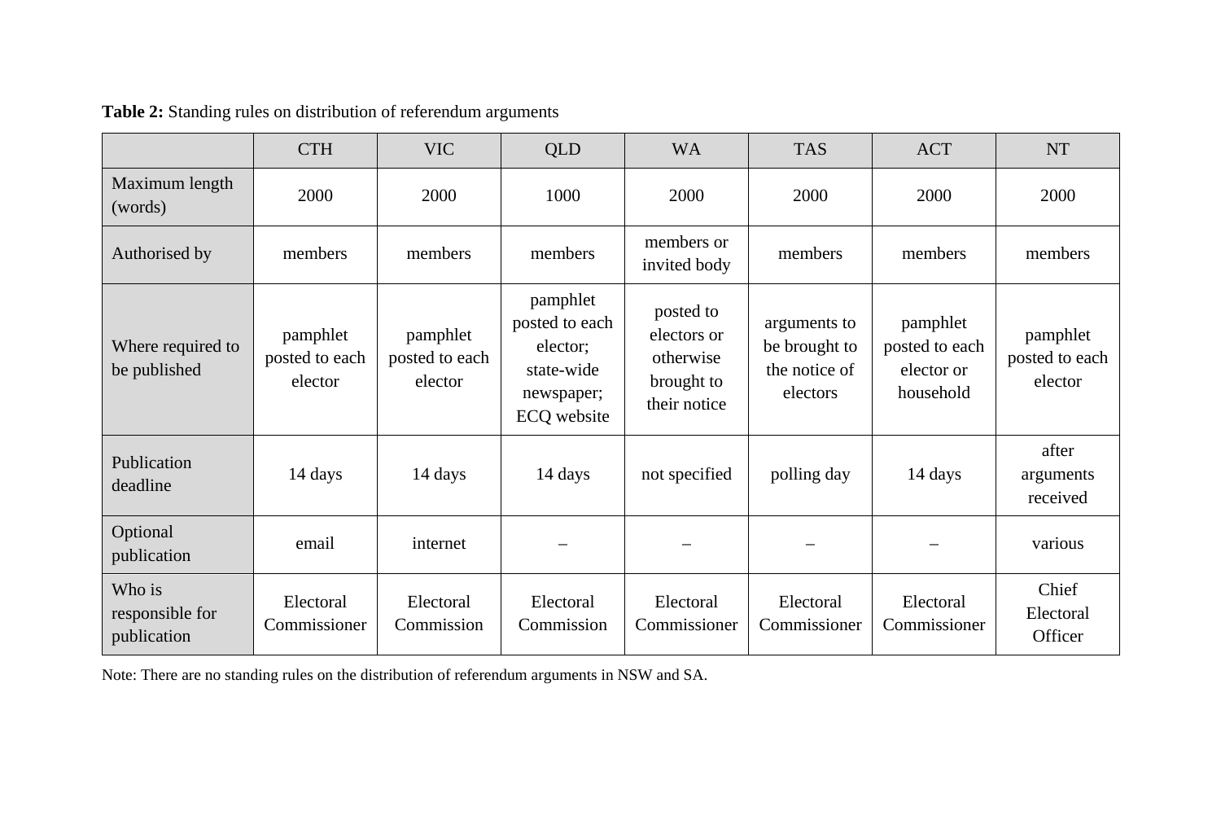**Table 2:** Standing rules on distribution of referendum arguments

| | CTH | VIC | QLD | WA | TAS | ACT | NT |
|---|---|---|---|---|---|---|---|
| Maximum length (words) | 2000 | 2000 | 1000 | 2000 | 2000 | 2000 | 2000 |
| Authorised by | members | members | members | members or invited body | members | members | members |
| Where required to be published | pamphlet posted to each elector | pamphlet posted to each elector | pamphlet posted to each elector; state-wide newspaper; ECQ website | posted to electors or otherwise brought to their notice | arguments to be brought to the notice of electors | pamphlet posted to each elector or household | pamphlet posted to each elector |
| Publication deadline | 14 days | 14 days | 14 days | not specified | polling day | 14 days | after arguments received |
| Optional publication | email | internet | – | – | – | – | various |
| Who is responsible for publication | Electoral Commissioner | Electoral Commission | Electoral Commission | Electoral Commissioner | Electoral Commissioner | Electoral Commissioner | Chief Electoral Officer |

Note: There are no standing rules on the distribution of referendum arguments in NSW and SA.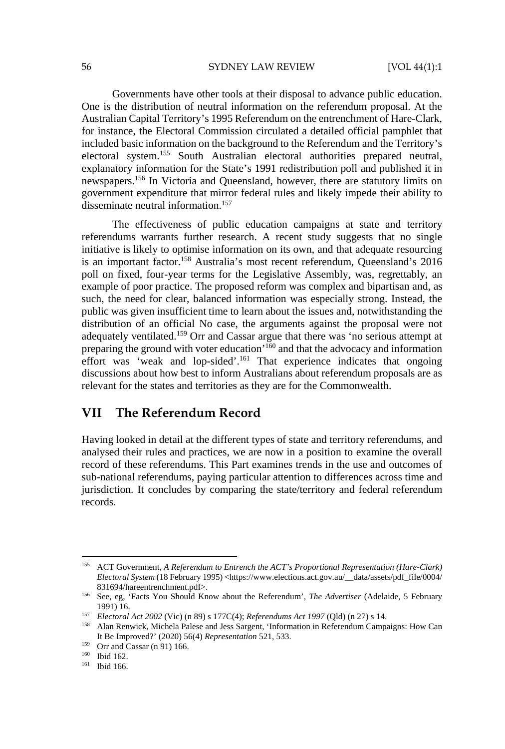Governments have other tools at their disposal to advance public education. One is the distribution of neutral information on the referendum proposal. At the Australian Capital Territory's 1995 Referendum on the entrenchment of Hare-Clark, for instance, the Electoral Commission circulated a detailed official pamphlet that included basic information on the background to the Referendum and the Territory's electoral system.[155] South Australian electoral authorities prepared neutral, explanatory information for the State's 1991 redistribution poll and published it in newspapers.[156] In Victoria and Queensland, however, there are statutory limits on government expenditure that mirror federal rules and likely impede their ability to disseminate neutral information.[157]

The effectiveness of public education campaigns at state and territory referendums warrants further research. A recent study suggests that no single initiative is likely to optimise information on its own, and that adequate resourcing is an important factor.[158] Australia's most recent referendum, Queensland's 2016 poll on fixed, four-year terms for the Legislative Assembly, was, regrettably, an example of poor practice. The proposed reform was complex and bipartisan and, as such, the need for clear, balanced information was especially strong. Instead, the public was given insufficient time to learn about the issues and, notwithstanding the distribution of an official No case, the arguments against the proposal were not adequately ventilated.[159] Orr and Cassar argue that there was 'no serious attempt at preparing the ground with voter education'[160] and that the advocacy and information effort was 'weak and lop-sided'.[161] That experience indicates that ongoing discussions about how best to inform Australians about referendum proposals are as relevant for the states and territories as they are for the Commonwealth.

## VII The Referendum Record

Having looked in detail at the different types of state and territory referendums, and analysed their rules and practices, we are now in a position to examine the overall record of these referendums. This Part examines trends in the use and outcomes of sub-national referendums, paying particular attention to differences across time and jurisdiction. It concludes by comparing the state/territory and federal referendum records.

---

[155] ACT Government, *A Referendum to Entrench the ACT's Proportional Representation (Hare-Clark) Electoral System* (18 February 1995) <https://www.elections.act.gov.au/__data/assets/pdf_file/0004/831694/hareentrenchment.pdf>.

[156] See, eg, 'Facts You Should Know about the Referendum', *The Advertiser* (Adelaide, 5 February 1991) 16.

[157] *Electoral Act 2002* (Vic) (n 89) s 177C(4); *Referendums Act 1997* (Qld) (n 27) s 14.

[158] Alan Renwick, Michela Palese and Jess Sargent, 'Information in Referendum Campaigns: How Can It Be Improved?' (2020) 56(4) *Representation* 521, 533.

[159] Orr and Cassar (n 91) 166.

[160] Ibid 162.

[161] Ibid 166.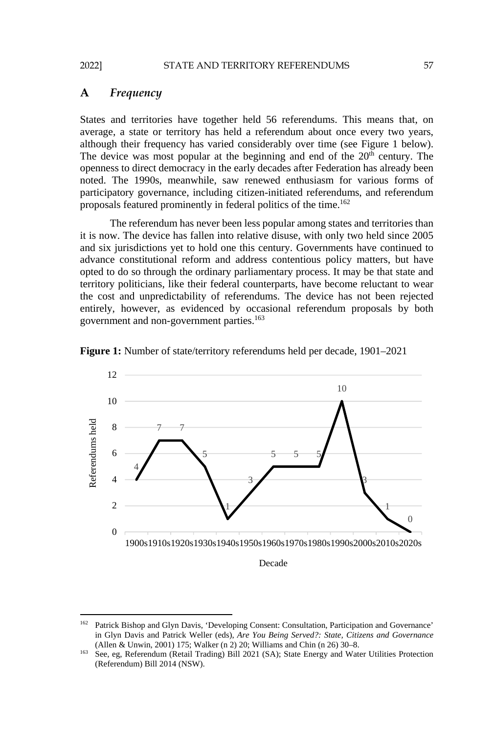## A *Frequency*

States and territories have together held 56 referendums. This means that, on average, a state or territory has held a referendum about once every two years, although their frequency has varied considerably over time (see Figure 1 below). The device was most popular at the beginning and end of the 20th century. The openness to direct democracy in the early decades after Federation has already been noted. The 1990s, meanwhile, saw renewed enthusiasm for various forms of participatory governance, including citizen-initiated referendums, and referendum proposals featured prominently in federal politics of the time.[162]

The referendum has never been less popular among states and territories than it is now. The device has fallen into relative disuse, with only two held since 2005 and six jurisdictions yet to hold one this century. Governments have continued to advance constitutional reform and address contentious policy matters, but have opted to do so through the ordinary parliamentary process. It may be that state and territory politicians, like their federal counterparts, have become reluctant to wear the cost and unpredictability of referendums. The device has not been rejected entirely, however, as evidenced by occasional referendum proposals by both government and non-government parties.[163]

**Figure 1:** Number of state/territory referendums held per decade, 1901–2021

| Decade | Referendums held |
|---|---|
| 1900s | 4 |
| 1910s | 7 |
| 1920s | 7 |
| 1930s | 5 |
| 1940s | 1 |
| 1950s | 3 |
| 1960s | 5 |
| 1970s | 5 |
| 1980s | 5 |
| 1990s | 10 |
| 2000s | 3 |
| 2010s | 1 |
| 2020s | 0 |

---

[162] Patrick Bishop and Glyn Davis, 'Developing Consent: Consultation, Participation and Governance' in Glyn Davis and Patrick Weller (eds), *Are You Being Served?: State, Citizens and Governance* (Allen & Unwin, 2001) 175; Walker (n 2) 20; Williams and Chin (n 26) 30–8.

[163] See, eg, Referendum (Retail Trading) Bill 2021 (SA); State Energy and Water Utilities Protection (Referendum) Bill 2014 (NSW).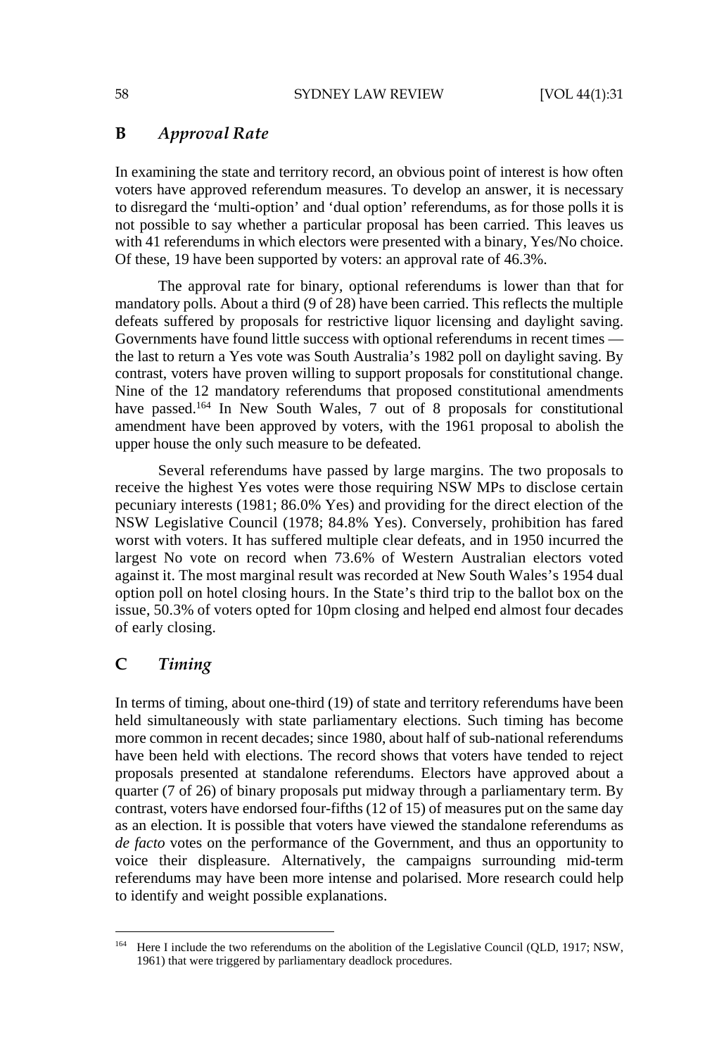## B *Approval Rate*

In examining the state and territory record, an obvious point of interest is how often voters have approved referendum measures. To develop an answer, it is necessary to disregard the 'multi-option' and 'dual option' referendums, as for those polls it is not possible to say whether a particular proposal has been carried. This leaves us with 41 referendums in which electors were presented with a binary, Yes/No choice. Of these, 19 have been supported by voters: an approval rate of 46.3%.

The approval rate for binary, optional referendums is lower than that for mandatory polls. About a third (9 of 28) have been carried. This reflects the multiple defeats suffered by proposals for restrictive liquor licensing and daylight saving. Governments have found little success with optional referendums in recent times — the last to return a Yes vote was South Australia's 1982 poll on daylight saving. By contrast, voters have proven willing to support proposals for constitutional change. Nine of the 12 mandatory referendums that proposed constitutional amendments have passed.[164] In New South Wales, 7 out of 8 proposals for constitutional amendment have been approved by voters, with the 1961 proposal to abolish the upper house the only such measure to be defeated.

Several referendums have passed by large margins. The two proposals to receive the highest Yes votes were those requiring NSW MPs to disclose certain pecuniary interests (1981; 86.0% Yes) and providing for the direct election of the NSW Legislative Council (1978; 84.8% Yes). Conversely, prohibition has fared worst with voters. It has suffered multiple clear defeats, and in 1950 incurred the largest No vote on record when 73.6% of Western Australian electors voted against it. The most marginal result was recorded at New South Wales's 1954 dual option poll on hotel closing hours. In the State's third trip to the ballot box on the issue, 50.3% of voters opted for 10pm closing and helped end almost four decades of early closing.

## C *Timing*

In terms of timing, about one-third (19) of state and territory referendums have been held simultaneously with state parliamentary elections. Such timing has become more common in recent decades; since 1980, about half of sub-national referendums have been held with elections. The record shows that voters have tended to reject proposals presented at standalone referendums. Electors have approved about a quarter (7 of 26) of binary proposals put midway through a parliamentary term. By contrast, voters have endorsed four-fifths (12 of 15) of measures put on the same day as an election. It is possible that voters have viewed the standalone referendums as *de facto* votes on the performance of the Government, and thus an opportunity to voice their displeasure. Alternatively, the campaigns surrounding mid-term referendums may have been more intense and polarised. More research could help to identify and weight possible explanations.

---

[164] Here I include the two referendums on the abolition of the Legislative Council (QLD, 1917; NSW, 1961) that were triggered by parliamentary deadlock procedures.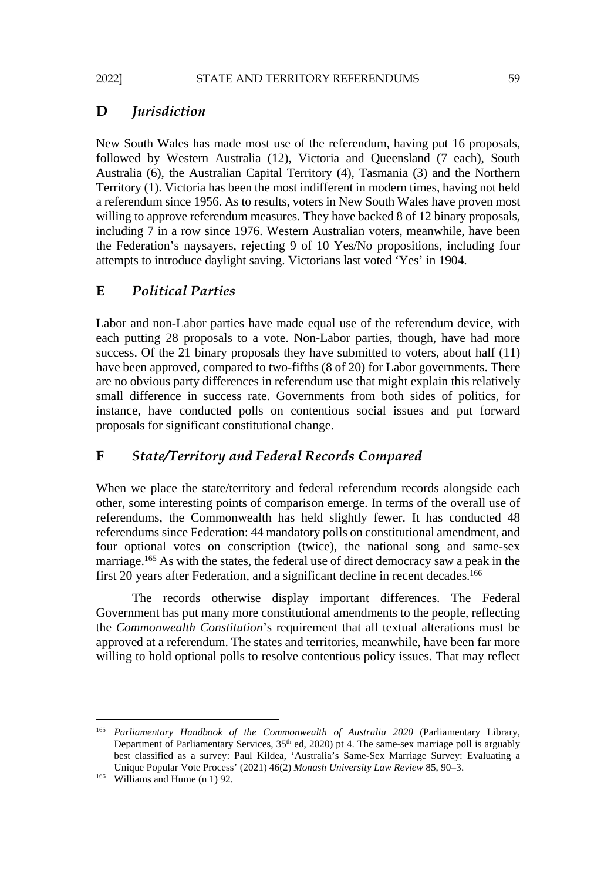## D *Jurisdiction*

New South Wales has made most use of the referendum, having put 16 proposals, followed by Western Australia (12), Victoria and Queensland (7 each), South Australia (6), the Australian Capital Territory (4), Tasmania (3) and the Northern Territory (1). Victoria has been the most indifferent in modern times, having not held a referendum since 1956. As to results, voters in New South Wales have proven most willing to approve referendum measures. They have backed 8 of 12 binary proposals, including 7 in a row since 1976. Western Australian voters, meanwhile, have been the Federation's naysayers, rejecting 9 of 10 Yes/No propositions, including four attempts to introduce daylight saving. Victorians last voted 'Yes' in 1904.

## E *Political Parties*

Labor and non-Labor parties have made equal use of the referendum device, with each putting 28 proposals to a vote. Non-Labor parties, though, have had more success. Of the 21 binary proposals they have submitted to voters, about half (11) have been approved, compared to two-fifths (8 of 20) for Labor governments. There are no obvious party differences in referendum use that might explain this relatively small difference in success rate. Governments from both sides of politics, for instance, have conducted polls on contentious social issues and put forward proposals for significant constitutional change.

## F *State/Territory and Federal Records Compared*

When we place the state/territory and federal referendum records alongside each other, some interesting points of comparison emerge. In terms of the overall use of referendums, the Commonwealth has held slightly fewer. It has conducted 48 referendums since Federation: 44 mandatory polls on constitutional amendment, and four optional votes on conscription (twice), the national song and same-sex marriage.[165] As with the states, the federal use of direct democracy saw a peak in the first 20 years after Federation, and a significant decline in recent decades.[166]

The records otherwise display important differences. The Federal Government has put many more constitutional amendments to the people, reflecting the *Commonwealth Constitution*'s requirement that all textual alterations must be approved at a referendum. The states and territories, meanwhile, have been far more willing to hold optional polls to resolve contentious policy issues. That may reflect

---

[165] *Parliamentary Handbook of the Commonwealth of Australia 2020* (Parliamentary Library, Department of Parliamentary Services, 35th ed, 2020) pt 4. The same-sex marriage poll is arguably best classified as a survey: Paul Kildea, 'Australia's Same-Sex Marriage Survey: Evaluating a Unique Popular Vote Process' (2021) 46(2) *Monash University Law Review* 85, 90–3.

[166] Williams and Hume (n 1) 92.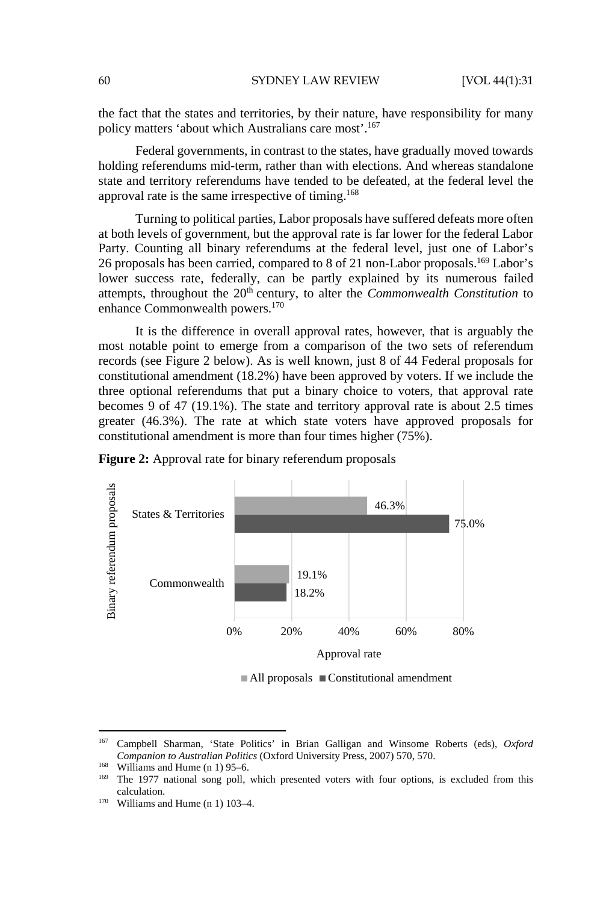the fact that the states and territories, by their nature, have responsibility for many policy matters 'about which Australians care most'.[167]

Federal governments, in contrast to the states, have gradually moved towards holding referendums mid-term, rather than with elections. And whereas standalone state and territory referendums have tended to be defeated, at the federal level the approval rate is the same irrespective of timing.[168]

Turning to political parties, Labor proposals have suffered defeats more often at both levels of government, but the approval rate is far lower for the federal Labor Party. Counting all binary referendums at the federal level, just one of Labor's 26 proposals has been carried, compared to 8 of 21 non-Labor proposals.[169] Labor's lower success rate, federally, can be partly explained by its numerous failed attempts, throughout the 20th century, to alter the *Commonwealth Constitution* to enhance Commonwealth powers.[170]

It is the difference in overall approval rates, however, that is arguably the most notable point to emerge from a comparison of the two sets of referendum records (see Figure 2 below). As is well known, just 8 of 44 Federal proposals for constitutional amendment (18.2%) have been approved by voters. If we include the three optional referendums that put a binary choice to voters, that approval rate becomes 9 of 47 (19.1%). The state and territory approval rate is about 2.5 times greater (46.3%). The rate at which state voters have approved proposals for constitutional amendment is more than four times higher (75%).

**Figure 2:** Approval rate for binary referendum proposals

| Binary referendum proposals | All proposals | Constitutional amendment |
|---|---|---|
| States & Territories | 46.3% | 75.0% |
| Commonwealth | 19.1% | 18.2% |

---

[167] Campbell Sharman, 'State Politics' in Brian Galligan and Winsome Roberts (eds), *Oxford Companion to Australian Politics* (Oxford University Press, 2007) 570, 570.

[168] Williams and Hume (n 1) 95–6.

[169] The 1977 national song poll, which presented voters with four options, is excluded from this calculation.

[170] Williams and Hume (n 1) 103–4.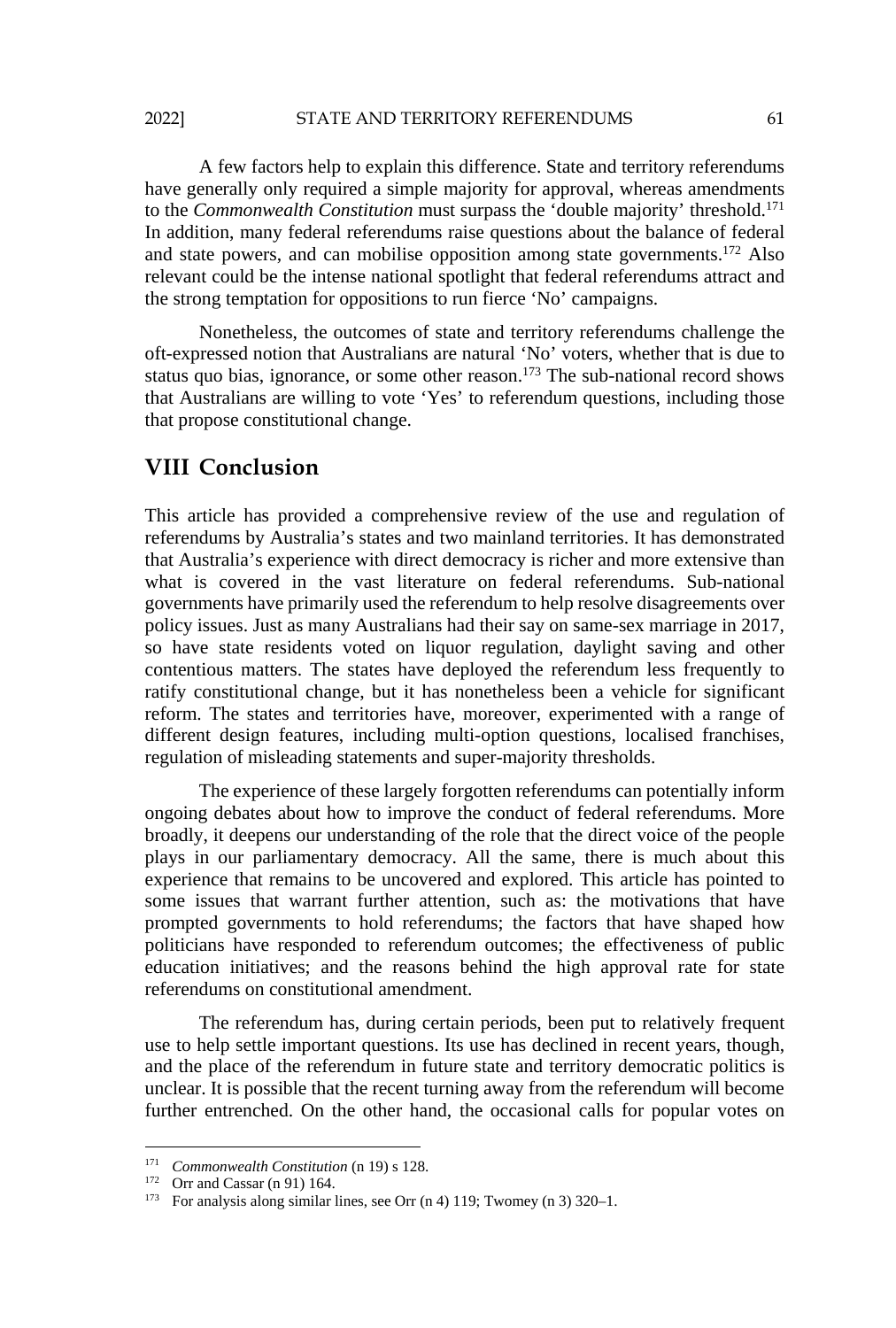A few factors help to explain this difference. State and territory referendums have generally only required a simple majority for approval, whereas amendments to the *Commonwealth Constitution* must surpass the 'double majority' threshold.[171] In addition, many federal referendums raise questions about the balance of federal and state powers, and can mobilise opposition among state governments.[172] Also relevant could be the intense national spotlight that federal referendums attract and the strong temptation for oppositions to run fierce 'No' campaigns.

Nonetheless, the outcomes of state and territory referendums challenge the oft-expressed notion that Australians are natural 'No' voters, whether that is due to status quo bias, ignorance, or some other reason.[173] The sub-national record shows that Australians are willing to vote 'Yes' to referendum questions, including those that propose constitutional change.

## VIII Conclusion

This article has provided a comprehensive review of the use and regulation of referendums by Australia's states and two mainland territories. It has demonstrated that Australia's experience with direct democracy is richer and more extensive than what is covered in the vast literature on federal referendums. Sub-national governments have primarily used the referendum to help resolve disagreements over policy issues. Just as many Australians had their say on same-sex marriage in 2017, so have state residents voted on liquor regulation, daylight saving and other contentious matters. The states have deployed the referendum less frequently to ratify constitutional change, but it has nonetheless been a vehicle for significant reform. The states and territories have, moreover, experimented with a range of different design features, including multi-option questions, localised franchises, regulation of misleading statements and super-majority thresholds.

The experience of these largely forgotten referendums can potentially inform ongoing debates about how to improve the conduct of federal referendums. More broadly, it deepens our understanding of the role that the direct voice of the people plays in our parliamentary democracy. All the same, there is much about this experience that remains to be uncovered and explored. This article has pointed to some issues that warrant further attention, such as: the motivations that have prompted governments to hold referendums; the factors that have shaped how politicians have responded to referendum outcomes; the effectiveness of public education initiatives; and the reasons behind the high approval rate for state referendums on constitutional amendment.

The referendum has, during certain periods, been put to relatively frequent use to help settle important questions. Its use has declined in recent years, though, and the place of the referendum in future state and territory democratic politics is unclear. It is possible that the recent turning away from the referendum will become further entrenched. On the other hand, the occasional calls for popular votes on

---

[171] *Commonwealth Constitution* (n 19) s 128.

[172] Orr and Cassar (n 91) 164.

[173] For analysis along similar lines, see Orr (n 4) 119; Twomey (n 3) 320–1.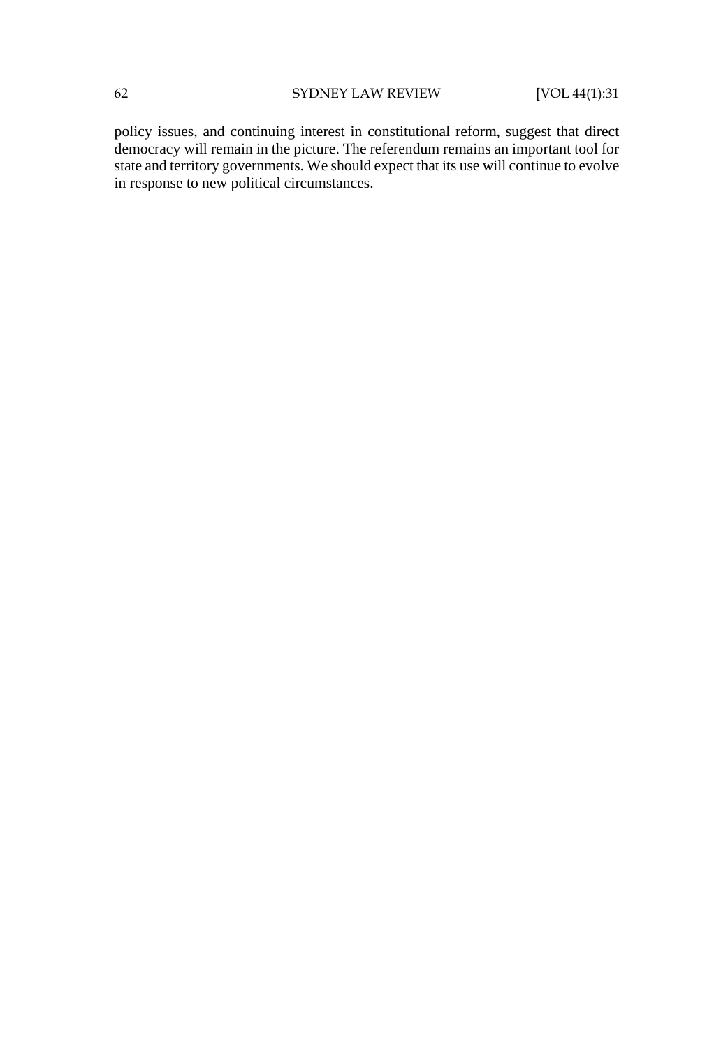policy issues, and continuing interest in constitutional reform, suggest that direct democracy will remain in the picture. The referendum remains an important tool for state and territory governments. We should expect that its use will continue to evolve in response to new political circumstances.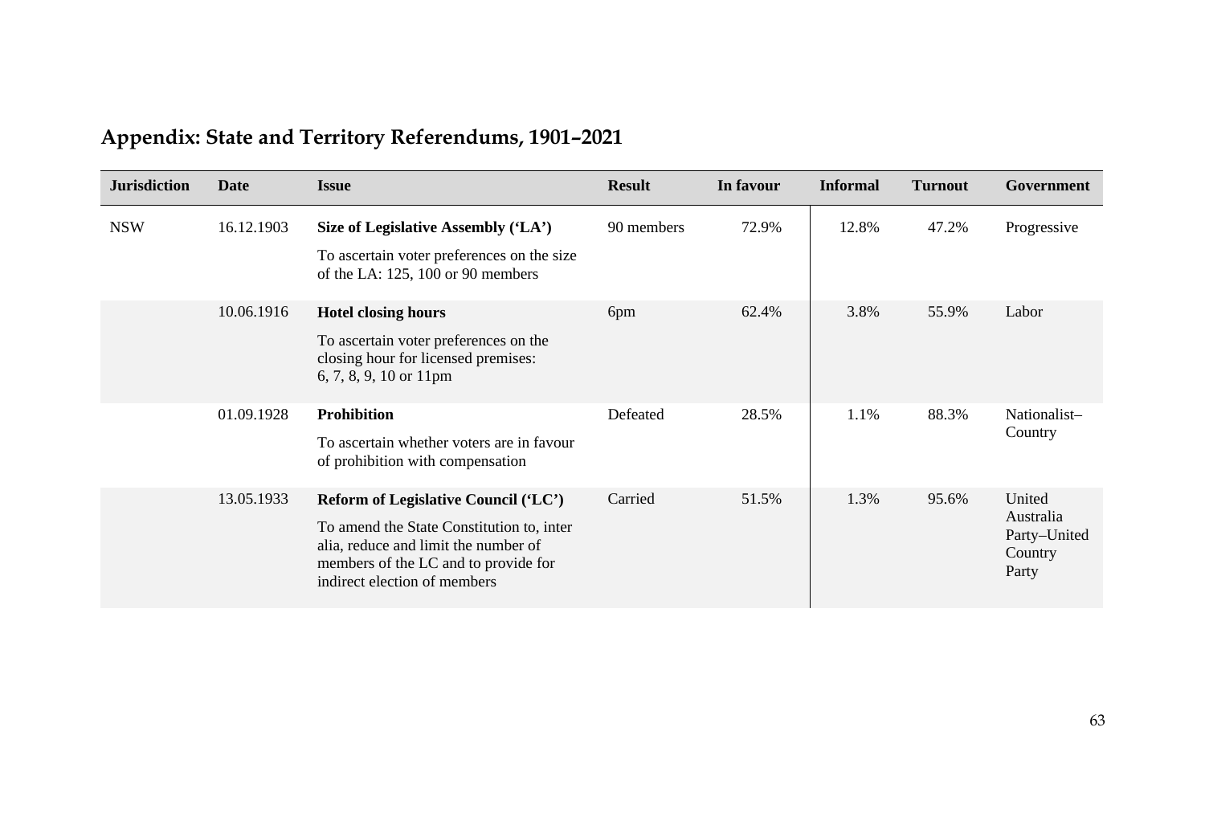## Appendix: State and Territory Referendums, 1901–2021

| Jurisdiction | Date | Issue | Result | In favour | Informal | Turnout | Government |
|---|---|---|---|---|---|---|---|
| NSW | 16.12.1903 | **Size of Legislative Assembly ('LA')** To ascertain voter preferences on the size of the LA: 125, 100 or 90 members | 90 members | 72.9% | 12.8% | 47.2% | Progressive |
| | 10.06.1916 | **Hotel closing hours** To ascertain voter preferences on the closing hour for licensed premises: 6, 7, 8, 9, 10 or 11pm | 6pm | 62.4% | 3.8% | 55.9% | Labor |
| | 01.09.1928 | **Prohibition** To ascertain whether voters are in favour of prohibition with compensation | Defeated | 28.5% | 1.1% | 88.3% | Nationalist–Country |
| | 13.05.1933 | **Reform of Legislative Council ('LC')** To amend the State Constitution to, inter alia, reduce and limit the number of members of the LC and to provide for indirect election of members | Carried | 51.5% | 1.3% | 95.6% | United Australia Party–United Country Party |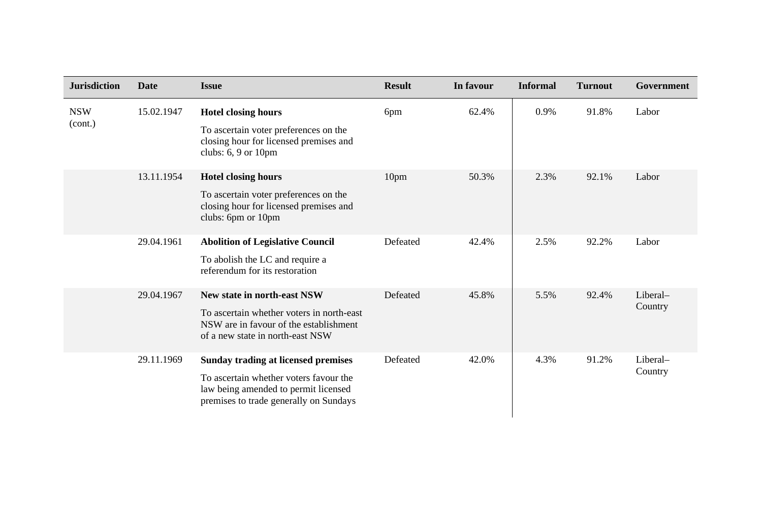| Jurisdiction | Date | Issue | Result | In favour | Informal | Turnout | Government |
|---|---|---|---|---|---|---|---|
| NSW (cont.) | 15.02.1947 | **Hotel closing hours** To ascertain voter preferences on the closing hour for licensed premises and clubs: 6, 9 or 10pm | 6pm | 62.4% | 0.9% | 91.8% | Labor |
| | 13.11.1954 | **Hotel closing hours** To ascertain voter preferences on the closing hour for licensed premises and clubs: 6pm or 10pm | 10pm | 50.3% | 2.3% | 92.1% | Labor |
| | 29.04.1961 | **Abolition of Legislative Council** To abolish the LC and require a referendum for its restoration | Defeated | 42.4% | 2.5% | 92.2% | Labor |
| | 29.04.1967 | **New state in north-east NSW** To ascertain whether voters in north-east NSW are in favour of the establishment of a new state in north-east NSW | Defeated | 45.8% | 5.5% | 92.4% | Liberal–Country |
| | 29.11.1969 | **Sunday trading at licensed premises** To ascertain whether voters favour the law being amended to permit licensed premises to trade generally on Sundays | Defeated | 42.0% | 4.3% | 91.2% | Liberal–Country |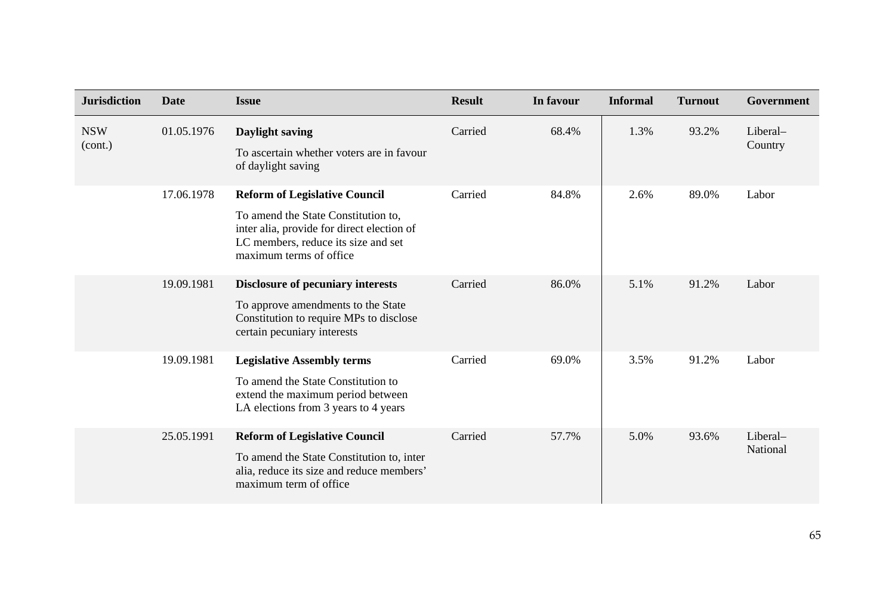| Jurisdiction | Date | Issue | Result | In favour | Informal | Turnout | Government |
|---|---|---|---|---|---|---|---|
| NSW (cont.) | 01.05.1976 | **Daylight saving**<br><br>To ascertain whether voters are in favour of daylight saving | Carried | 68.4% | 1.3% | 93.2% | Liberal–Country |
| | 17.06.1978 | **Reform of Legislative Council**<br><br>To amend the State Constitution to, inter alia, provide for direct election of LC members, reduce its size and set maximum terms of office | Carried | 84.8% | 2.6% | 89.0% | Labor |
| | 19.09.1981 | **Disclosure of pecuniary interests**<br><br>To approve amendments to the State Constitution to require MPs to disclose certain pecuniary interests | Carried | 86.0% | 5.1% | 91.2% | Labor |
| | 19.09.1981 | **Legislative Assembly terms**<br><br>To amend the State Constitution to extend the maximum period between LA elections from 3 years to 4 years | Carried | 69.0% | 3.5% | 91.2% | Labor |
| | 25.05.1991 | **Reform of Legislative Council**<br><br>To amend the State Constitution to, inter alia, reduce its size and reduce members' maximum term of office | Carried | 57.7% | 5.0% | 93.6% | Liberal–National |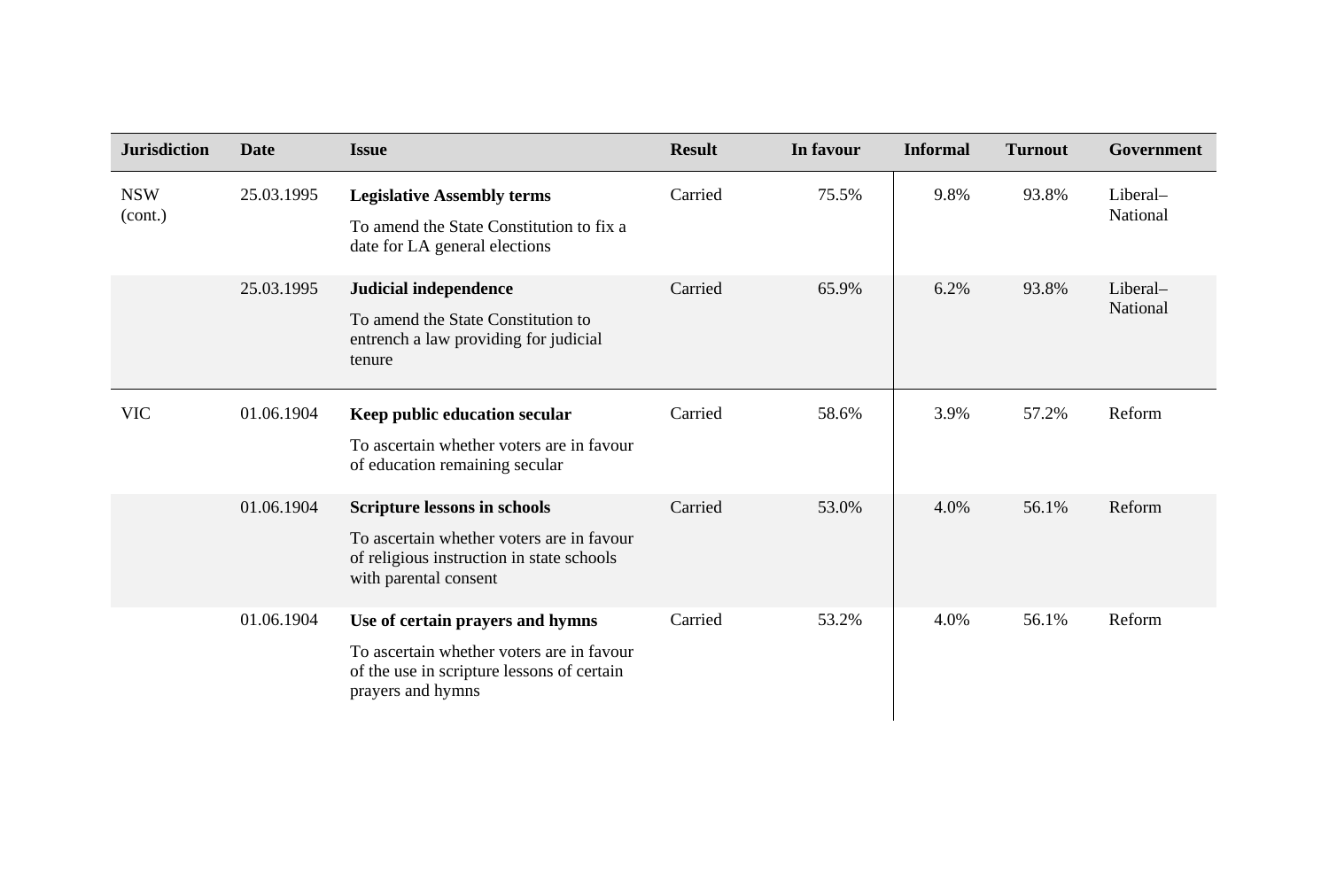| Jurisdiction | Date | Issue | Result | In favour | Informal | Turnout | Government |
|---|---|---|---|---|---|---|---|
| NSW (cont.) | 25.03.1995 | **Legislative Assembly terms** To amend the State Constitution to fix a date for LA general elections | Carried | 75.5% | 9.8% | 93.8% | Liberal–National |
| | 25.03.1995 | **Judicial independence** To amend the State Constitution to entrench a law providing for judicial tenure | Carried | 65.9% | 6.2% | 93.8% | Liberal–National |
| VIC | 01.06.1904 | **Keep public education secular** To ascertain whether voters are in favour of education remaining secular | Carried | 58.6% | 3.9% | 57.2% | Reform |
| | 01.06.1904 | **Scripture lessons in schools** To ascertain whether voters are in favour of religious instruction in state schools with parental consent | Carried | 53.0% | 4.0% | 56.1% | Reform |
| | 01.06.1904 | **Use of certain prayers and hymns** To ascertain whether voters are in favour of the use in scripture lessons of certain prayers and hymns | Carried | 53.2% | 4.0% | 56.1% | Reform |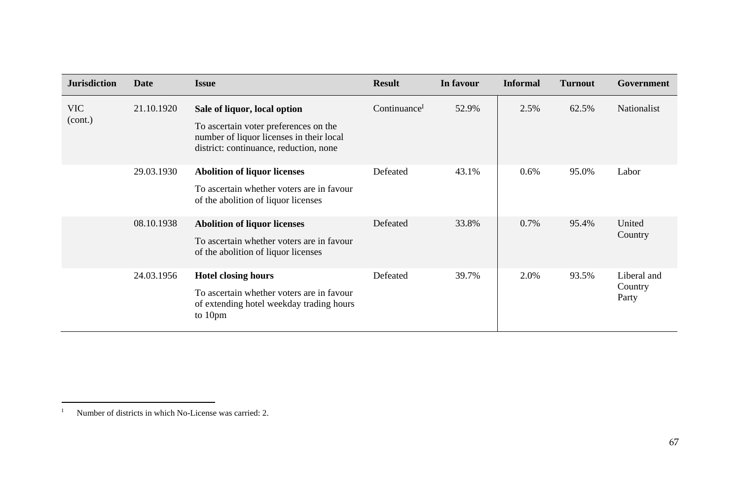| Jurisdiction | Date | Issue | Result | In favour | Informal | Turnout | Government |
|---|---|---|---|---|---|---|---|
| VIC (cont.) | 21.10.1920 | **Sale of liquor, local option**<br>To ascertain voter preferences on the number of liquor licenses in their local district: continuance, reduction, none | Continuance[1] | 52.9% | 2.5% | 62.5% | Nationalist |
| | 29.03.1930 | **Abolition of liquor licenses**<br>To ascertain whether voters are in favour of the abolition of liquor licenses | Defeated | 43.1% | 0.6% | 95.0% | Labor |
| | 08.10.1938 | **Abolition of liquor licenses**<br>To ascertain whether voters are in favour of the abolition of liquor licenses | Defeated | 33.8% | 0.7% | 95.4% | United Country |
| | 24.03.1956 | **Hotel closing hours**<br>To ascertain whether voters are in favour of extending hotel weekday trading hours to 10pm | Defeated | 39.7% | 2.0% | 93.5% | Liberal and Country Party |

[1] Number of districts in which No-License was carried: 2.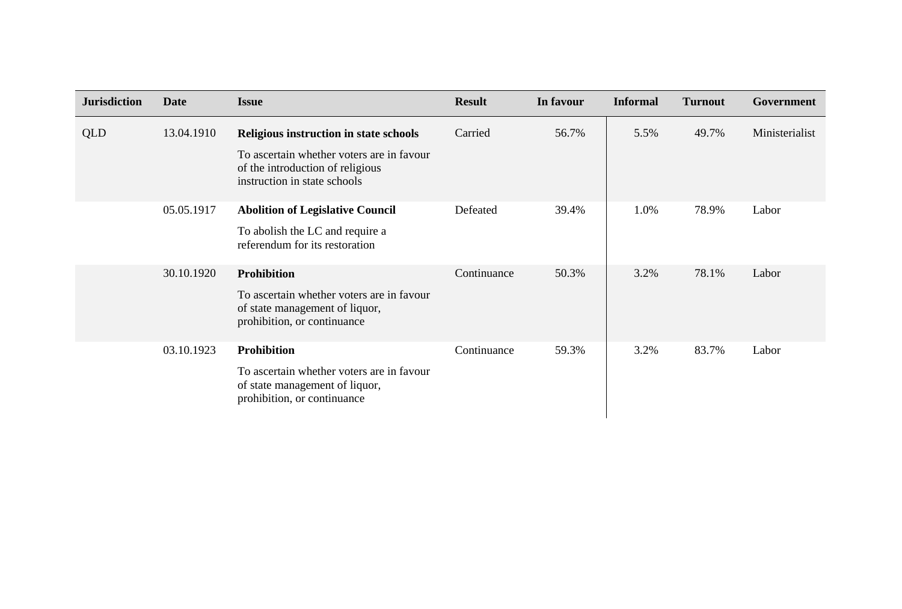| Jurisdiction | Date | Issue | Result | In favour | Informal | Turnout | Government |
|---|---|---|---|---|---|---|---|
| QLD | 13.04.1910 | **Religious instruction in state schools** To ascertain whether voters are in favour of the introduction of religious instruction in state schools | Carried | 56.7% | 5.5% | 49.7% | Ministerialist |
| | 05.05.1917 | **Abolition of Legislative Council** To abolish the LC and require a referendum for its restoration | Defeated | 39.4% | 1.0% | 78.9% | Labor |
| | 30.10.1920 | **Prohibition** To ascertain whether voters are in favour of state management of liquor, prohibition, or continuance | Continuance | 50.3% | 3.2% | 78.1% | Labor |
| | 03.10.1923 | **Prohibition** To ascertain whether voters are in favour of state management of liquor, prohibition, or continuance | Continuance | 59.3% | 3.2% | 83.7% | Labor |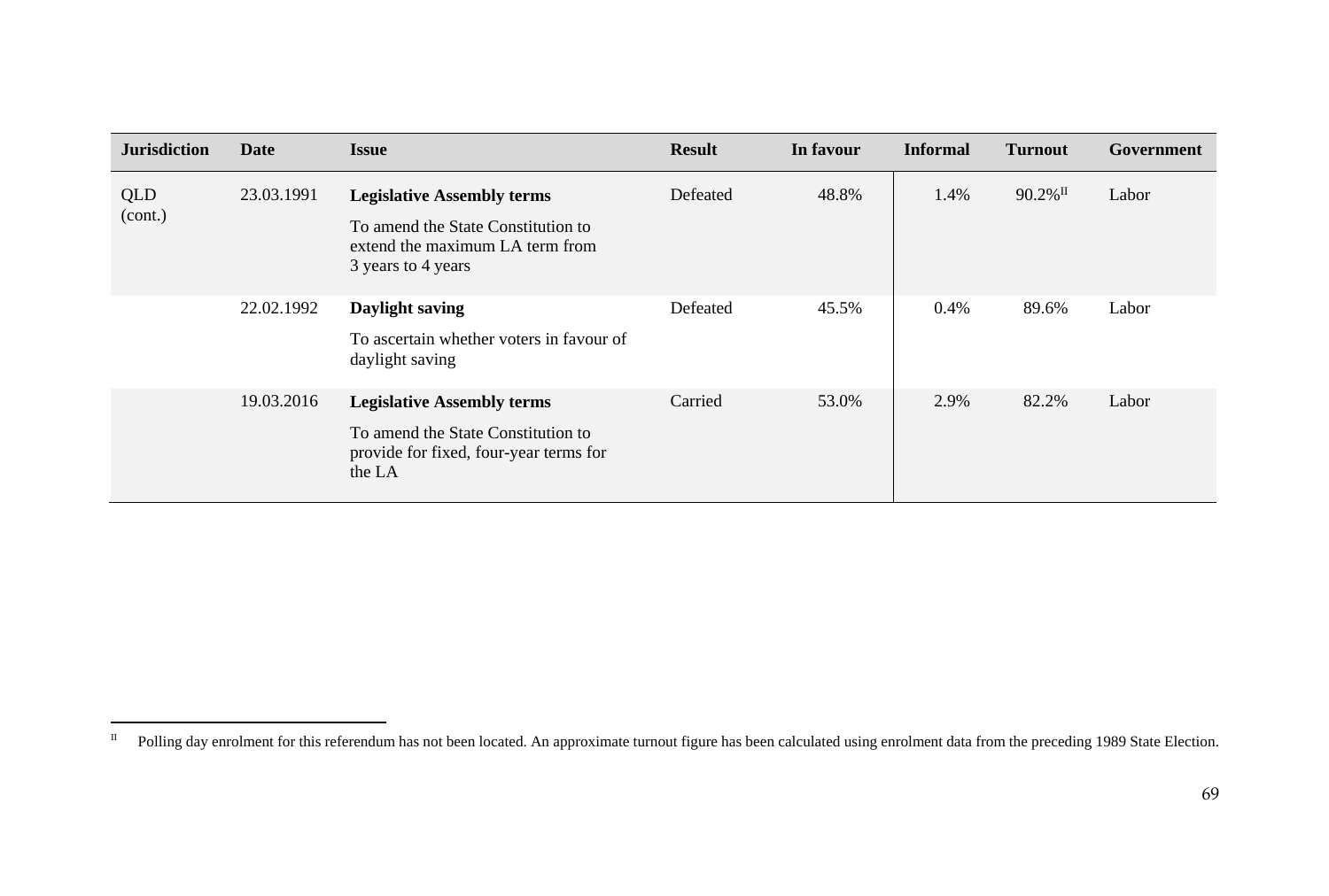| Jurisdiction | Date | Issue | Result | In favour | Informal | Turnout | Government |
|---|---|---|---|---|---|---|---|
| QLD (cont.) | 23.03.1991 | **Legislative Assembly terms** To amend the State Constitution to extend the maximum LA term from 3 years to 4 years | Defeated | 48.8% | 1.4% | 90.2%[II] | Labor |
| | 22.02.1992 | **Daylight saving** To ascertain whether voters in favour of daylight saving | Defeated | 45.5% | 0.4% | 89.6% | Labor |
| | 19.03.2016 | **Legislative Assembly terms** To amend the State Constitution to provide for fixed, four-year terms for the LA | Carried | 53.0% | 2.9% | 82.2% | Labor |

[II] Polling day enrolment for this referendum has not been located. An approximate turnout figure has been calculated using enrolment data from the preceding 1989 State Election.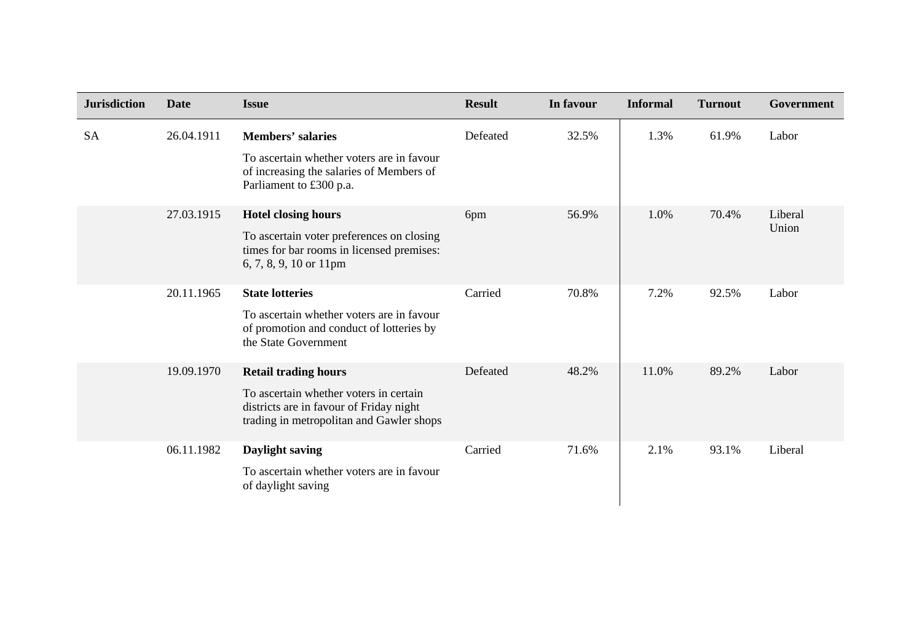| Jurisdiction | Date | Issue | Result | In favour | Informal | Turnout | Government |
|---|---|---|---|---|---|---|---|
| SA | 26.04.1911 | **Members' salaries** To ascertain whether voters are in favour of increasing the salaries of Members of Parliament to £300 p.a. | Defeated | 32.5% | 1.3% | 61.9% | Labor |
| | 27.03.1915 | **Hotel closing hours** To ascertain voter preferences on closing times for bar rooms in licensed premises: 6, 7, 8, 9, 10 or 11pm | 6pm | 56.9% | 1.0% | 70.4% | Liberal Union |
| | 20.11.1965 | **State lotteries** To ascertain whether voters are in favour of promotion and conduct of lotteries by the State Government | Carried | 70.8% | 7.2% | 92.5% | Labor |
| | 19.09.1970 | **Retail trading hours** To ascertain whether voters in certain districts are in favour of Friday night trading in metropolitan and Gawler shops | Defeated | 48.2% | 11.0% | 89.2% | Labor |
| | 06.11.1982 | **Daylight saving** To ascertain whether voters are in favour of daylight saving | Carried | 71.6% | 2.1% | 93.1% | Liberal |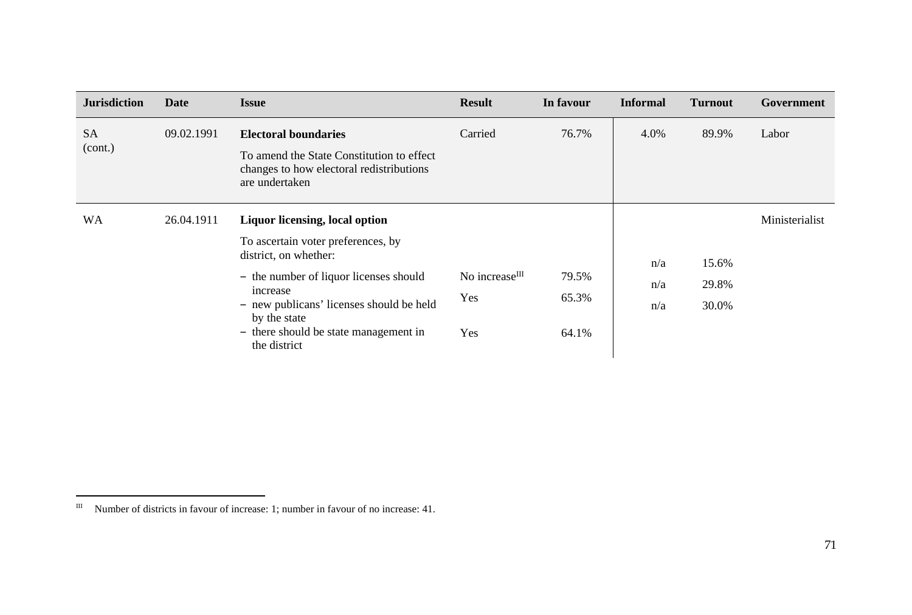| Jurisdiction | Date | Issue | Result | In favour | Informal | Turnout | Government |
|---|---|---|---|---|---|---|---|
| SA (cont.) | 09.02.1991 | **Electoral boundaries**<br>To amend the State Constitution to effect changes to how electoral redistributions are undertaken | Carried | 76.7% | 4.0% | 89.9% | Labor |
| WA | 26.04.1911 | **Liquor licensing, local option**<br>To ascertain voter preferences, by district, on whether: | | | | | Ministerialist |
| | | – the number of liquor licenses should increase | No increase[III] | 79.5% | n/a | 15.6% | |
| | | – new publicans' licenses should be held by the state | Yes | 65.3% | n/a | 29.8% | |
| | | – there should be state management in the district | Yes | 64.1% | n/a | 30.0% | |

[III] Number of districts in favour of increase: 1; number in favour of no increase: 41.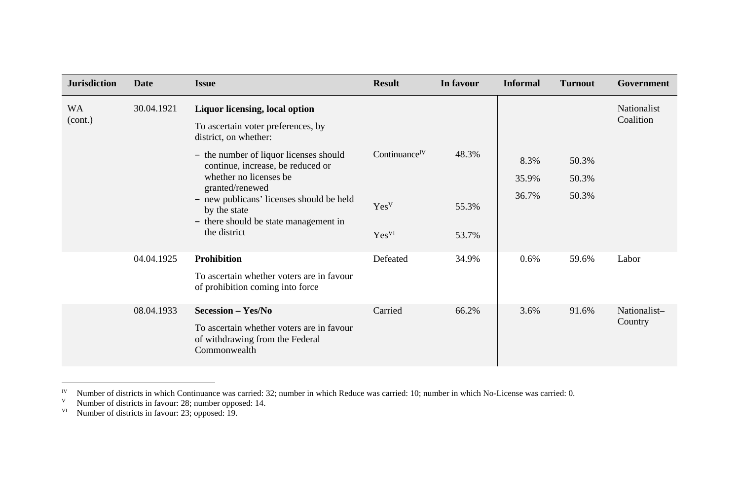| Jurisdiction | Date | Issue | Result | In favour | Informal | Turnout | Government |
|---|---|---|---|---|---|---|---|
| WA (cont.) | 30.04.1921 | **Liquor licensing, local option**<br>To ascertain voter preferences, by district, on whether: | | | | | Nationalist Coalition |
| | | – the number of liquor licenses should continue, increase, be reduced or whether no licenses be granted/renewed | Continuance[IV] | 48.3% | 8.3% | 50.3% | |
| | | – new publicans' licenses should be held by the state | Yes[V] | 55.3% | 35.9% | 50.3% | |
| | | – there should be state management in the district | Yes[VI] | 53.7% | 36.7% | 50.3% | |
| | 04.04.1925 | **Prohibition**<br>To ascertain whether voters are in favour of prohibition coming into force | Defeated | 34.9% | 0.6% | 59.6% | Labor |
| | 08.04.1933 | **Secession – Yes/No**<br>To ascertain whether voters are in favour of withdrawing from the Federal Commonwealth | Carried | 66.2% | 3.6% | 91.6% | Nationalist–Country |

IV Number of districts in which Continuance was carried: 32; number in which Reduce was carried: 10; number in which No-License was carried: 0.

V Number of districts in favour: 28; number opposed: 14.

VI Number of districts in favour: 23; opposed: 19.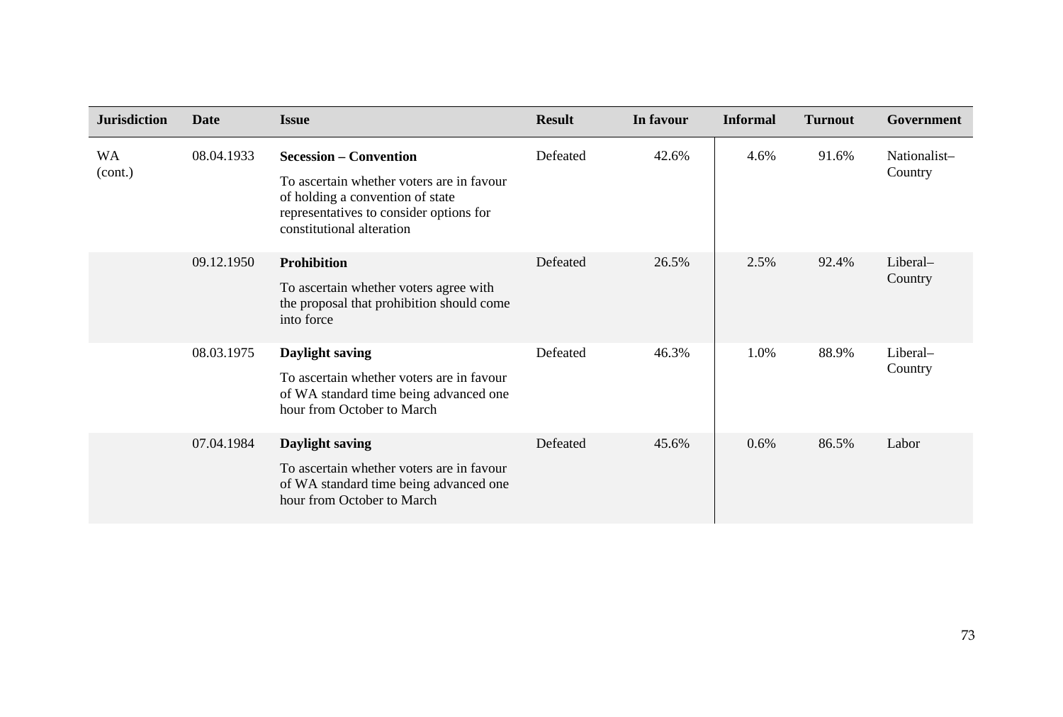| Jurisdiction | Date | Issue | Result | In favour | Informal | Turnout | Government |
|---|---|---|---|---|---|---|---|
| WA (cont.) | 08.04.1933 | **Secession – Convention** To ascertain whether voters are in favour of holding a convention of state representatives to consider options for constitutional alteration | Defeated | 42.6% | 4.6% | 91.6% | Nationalist–Country |
| | 09.12.1950 | **Prohibition** To ascertain whether voters agree with the proposal that prohibition should come into force | Defeated | 26.5% | 2.5% | 92.4% | Liberal–Country |
| | 08.03.1975 | **Daylight saving** To ascertain whether voters are in favour of WA standard time being advanced one hour from October to March | Defeated | 46.3% | 1.0% | 88.9% | Liberal–Country |
| | 07.04.1984 | **Daylight saving** To ascertain whether voters are in favour of WA standard time being advanced one hour from October to March | Defeated | 45.6% | 0.6% | 86.5% | Labor |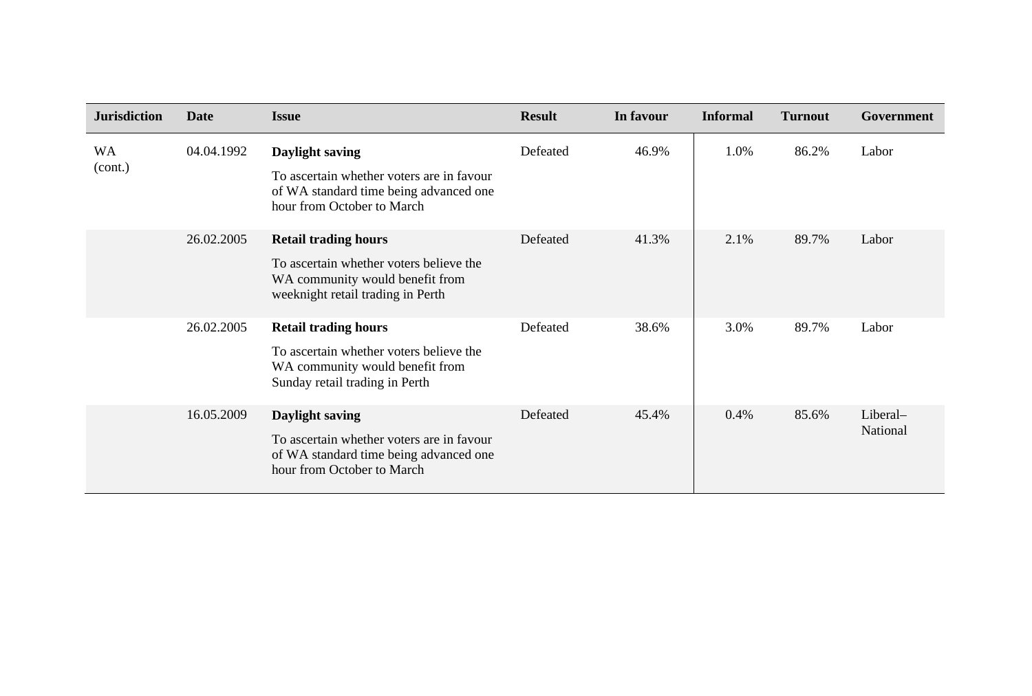| Jurisdiction | Date | Issue | Result | In favour | Informal | Turnout | Government |
|---|---|---|---|---|---|---|---|
| WA (cont.) | 04.04.1992 | **Daylight saving** To ascertain whether voters are in favour of WA standard time being advanced one hour from October to March | Defeated | 46.9% | 1.0% | 86.2% | Labor |
| | 26.02.2005 | **Retail trading hours** To ascertain whether voters believe the WA community would benefit from weeknight retail trading in Perth | Defeated | 41.3% | 2.1% | 89.7% | Labor |
| | 26.02.2005 | **Retail trading hours** To ascertain whether voters believe the WA community would benefit from Sunday retail trading in Perth | Defeated | 38.6% | 3.0% | 89.7% | Labor |
| | 16.05.2009 | **Daylight saving** To ascertain whether voters are in favour of WA standard time being advanced one hour from October to March | Defeated | 45.4% | 0.4% | 85.6% | Liberal–National |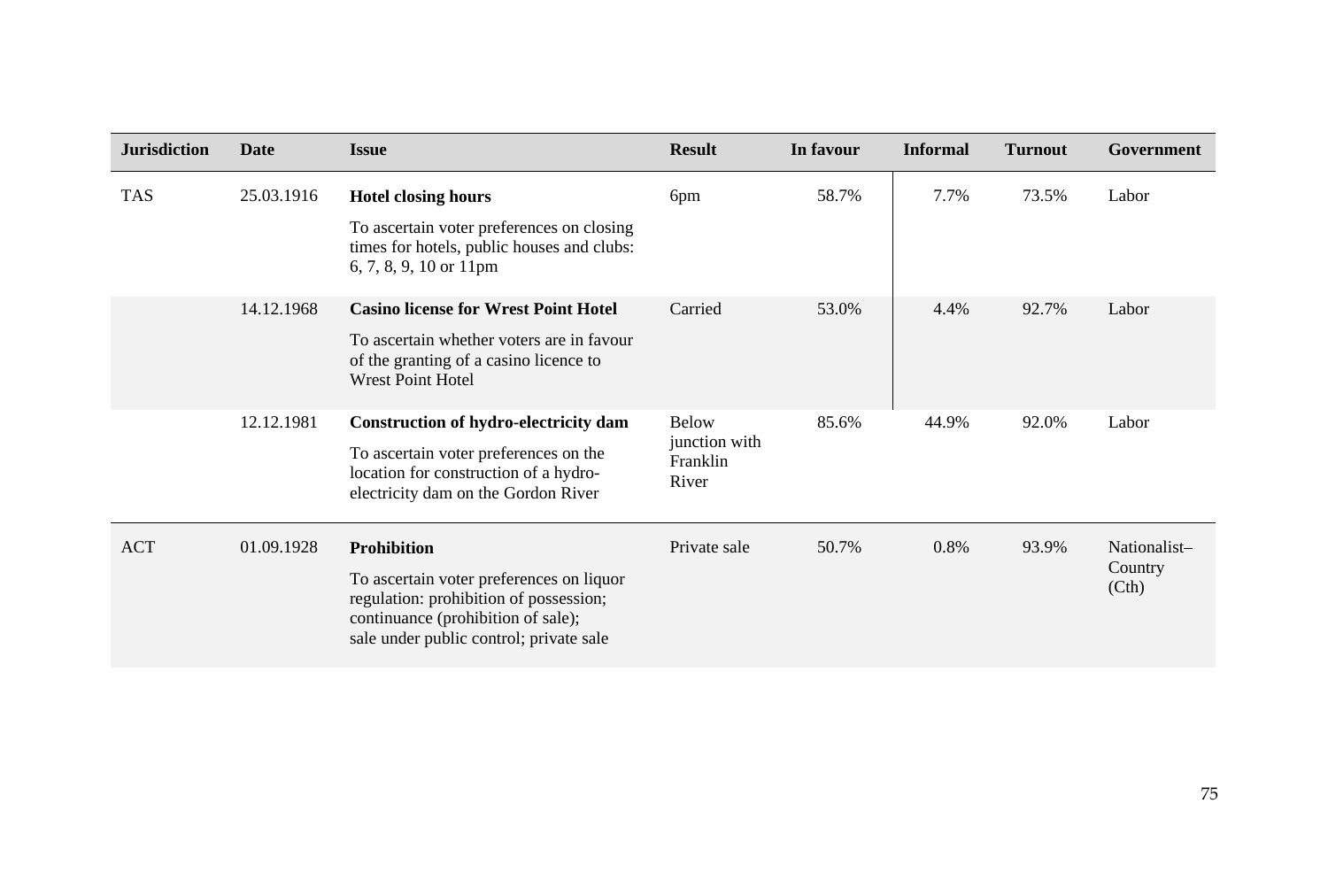| Jurisdiction | Date | Issue | Result | In favour | Informal | Turnout | Government |
|---|---|---|---|---|---|---|---|
| TAS | 25.03.1916 | **Hotel closing hours** To ascertain voter preferences on closing times for hotels, public houses and clubs: 6, 7, 8, 9, 10 or 11pm | 6pm | 58.7% | 7.7% | 73.5% | Labor |
| | 14.12.1968 | **Casino license for Wrest Point Hotel** To ascertain whether voters are in favour of the granting of a casino licence to Wrest Point Hotel | Carried | 53.0% | 4.4% | 92.7% | Labor |
| | 12.12.1981 | **Construction of hydro-electricity dam** To ascertain voter preferences on the location for construction of a hydro-electricity dam on the Gordon River | Below junction with Franklin River | 85.6% | 44.9% | 92.0% | Labor |
| ACT | 01.09.1928 | **Prohibition** To ascertain voter preferences on liquor regulation: prohibition of possession; continuance (prohibition of sale); sale under public control; private sale | Private sale | 50.7% | 0.8% | 93.9% | Nationalist–Country (Cth) |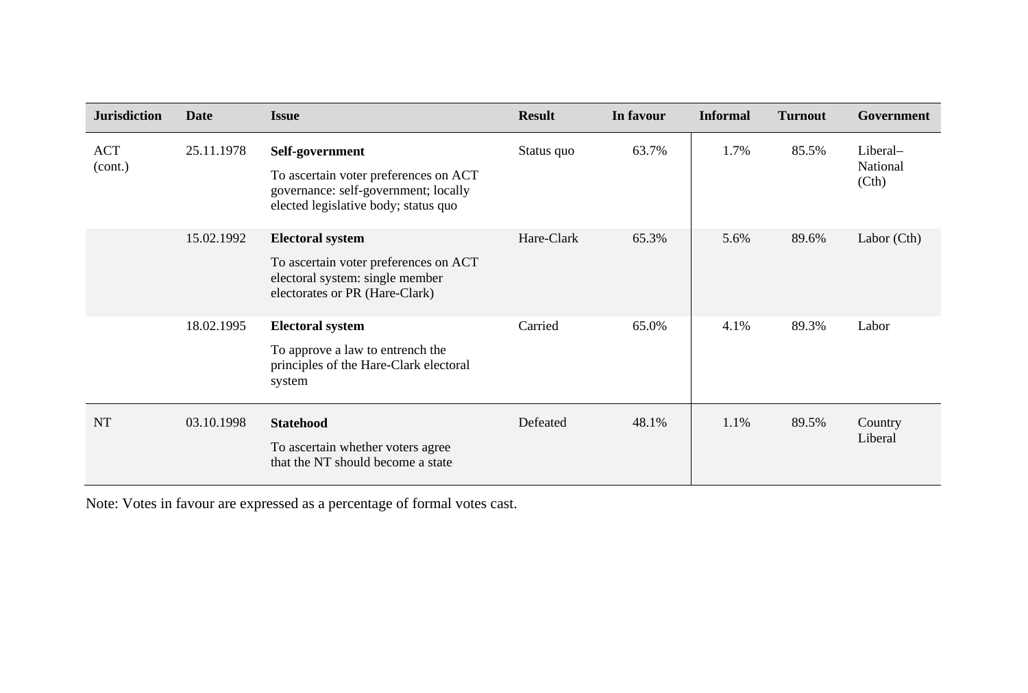| Jurisdiction | Date | Issue | Result | In favour | Informal | Turnout | Government |
|---|---|---|---|---|---|---|---|
| ACT (cont.) | 25.11.1978 | **Self-government** To ascertain voter preferences on ACT governance: self-government; locally elected legislative body; status quo | Status quo | 63.7% | 1.7% | 85.5% | Liberal–National (Cth) |
| | 15.02.1992 | **Electoral system** To ascertain voter preferences on ACT electoral system: single member electorates or PR (Hare-Clark) | Hare-Clark | 65.3% | 5.6% | 89.6% | Labor (Cth) |
| | 18.02.1995 | **Electoral system** To approve a law to entrench the principles of the Hare-Clark electoral system | Carried | 65.0% | 4.1% | 89.3% | Labor |
| NT | 03.10.1998 | **Statehood** To ascertain whether voters agree that the NT should become a state | Defeated | 48.1% | 1.1% | 89.5% | Country Liberal |

Note: Votes in favour are expressed as a percentage of formal votes cast.